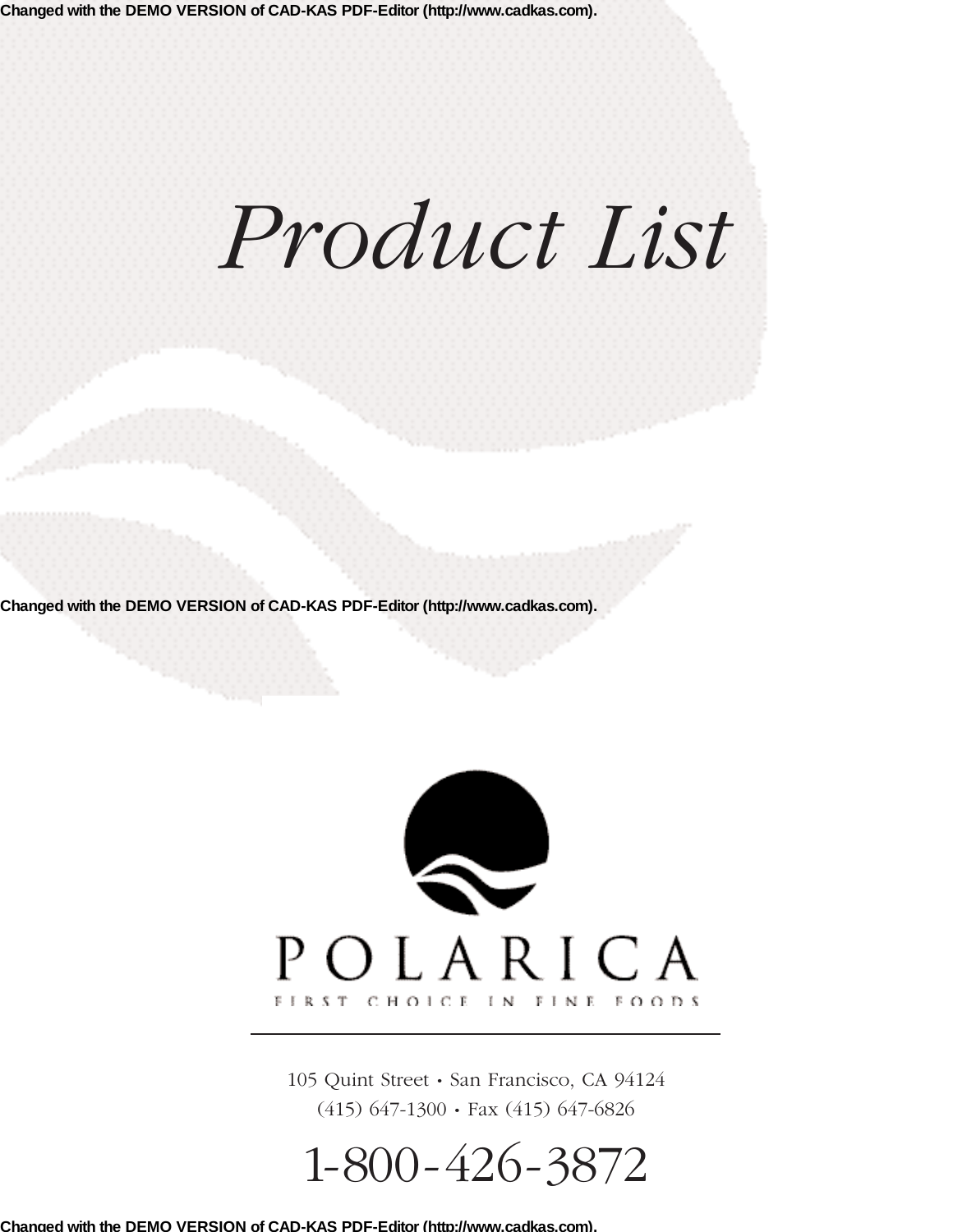# *Product List*

POLARICA

FIRST CHOICE IN FINE FOODS

105 Quint Street • San Francisco, CA 94124
(415) 647-1300 • Fax (415) 647-6826

1-800-426-3872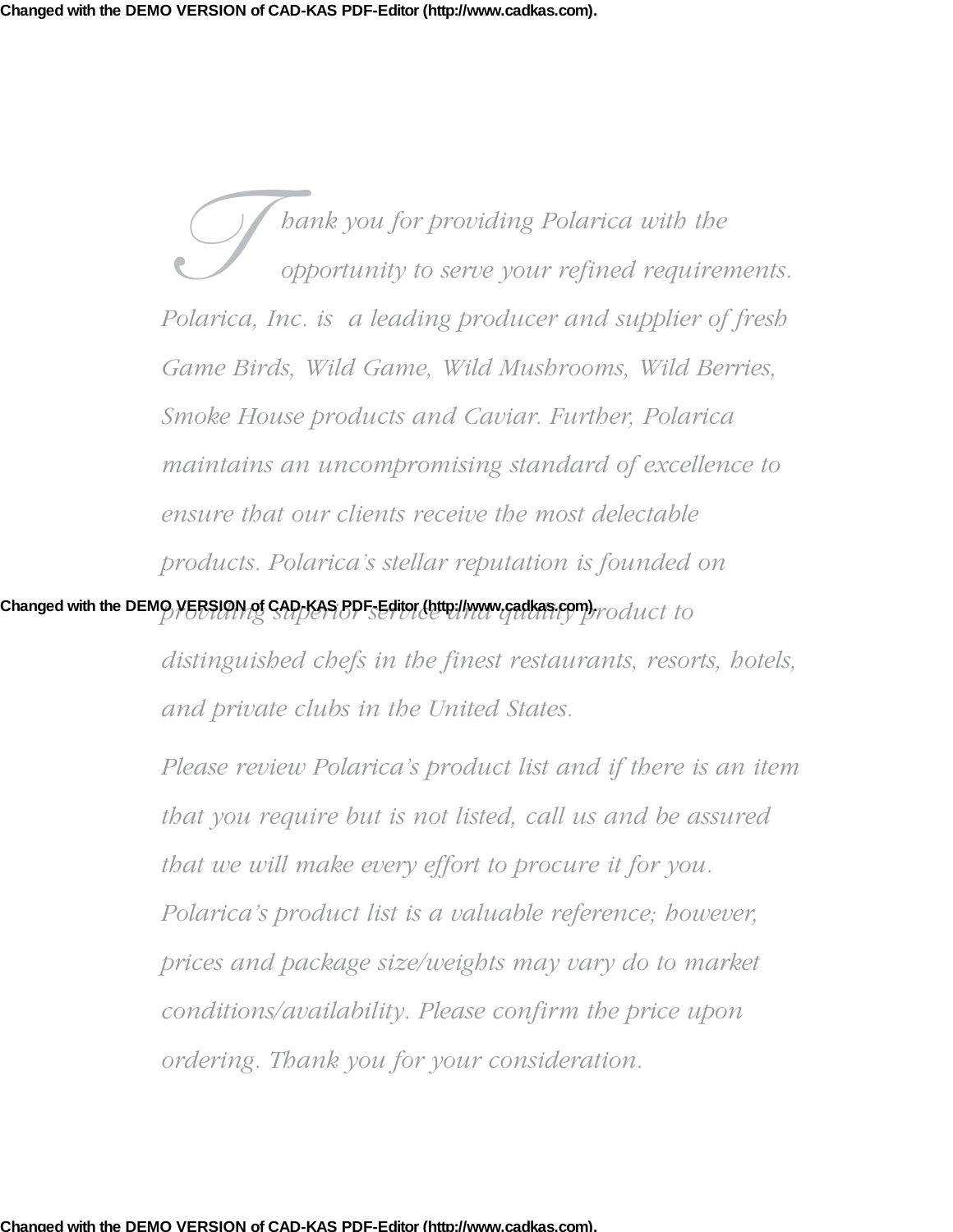*Thank you for providing Polarica with the opportunity to serve your refined requirements. Polarica, Inc. is a leading producer and supplier of fresh Game Birds, Wild Game, Wild Mushrooms, Wild Berries, Smoke House products and Caviar. Further, Polarica maintains an uncompromising standard of excellence to ensure that our clients receive the most delectable products. Polarica's stellar reputation is founded on providing superior service and quality product to distinguished chefs in the finest restaurants, resorts, hotels, and private clubs in the United States.*

*Please review Polarica's product list and if there is an item that you require but is not listed, call us and be assured that we will make every effort to procure it for you. Polarica's product list is a valuable reference; however, prices and package size/weights may vary do to market conditions/availability. Please confirm the price upon ordering. Thank you for your consideration.*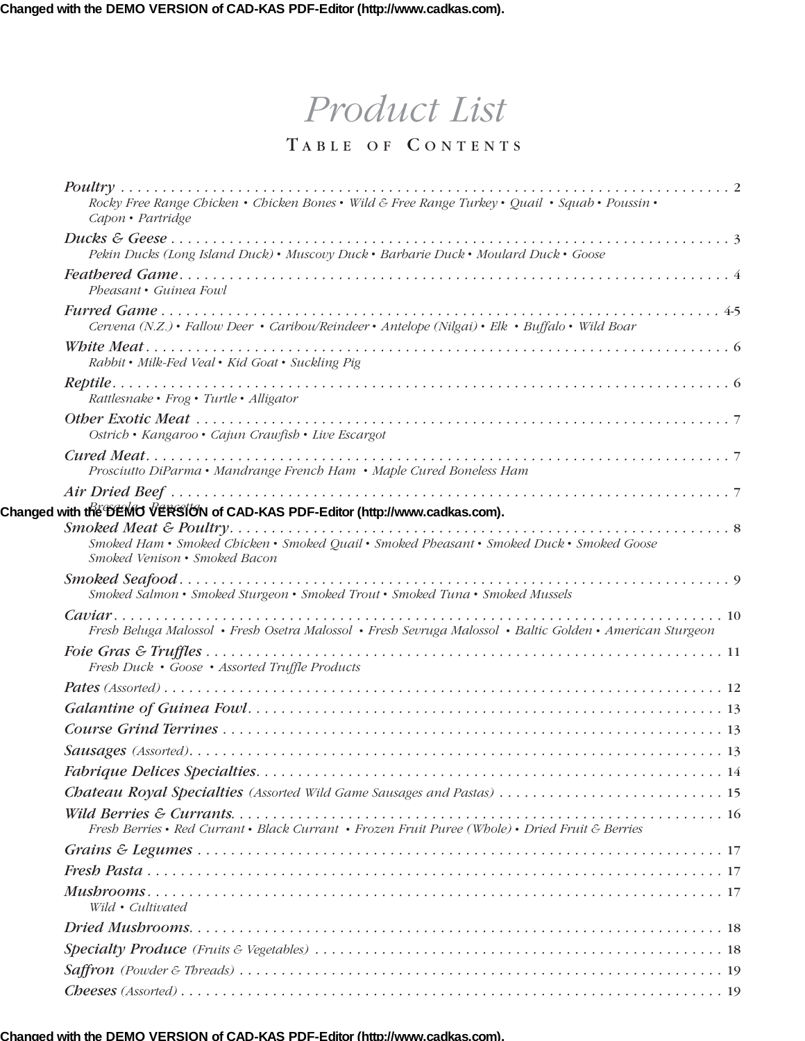# Product List

## Table of Contents

*Poultry* . . . . . . . . . . . . . . . . . . . . . . . . . . . . . . . . . . . . . . . . . . . . . . . . . . . . . . . . . . . . . . . . . . . . . . . 2
*Rocky Free Range Chicken • Chicken Bones • Wild & Free Range Turkey • Quail • Squab • Poussin • Capon • Partridge*

*Ducks & Geese* . . . . . . . . . . . . . . . . . . . . . . . . . . . . . . . . . . . . . . . . . . . . . . . . . . . . . . . . . . . . . . . . . 3
*Pekin Ducks (Long Island Duck) • Muscovy Duck • Barbarie Duck • Moulard Duck • Goose*

*Feathered Game* . . . . . . . . . . . . . . . . . . . . . . . . . . . . . . . . . . . . . . . . . . . . . . . . . . . . . . . . . . . . . . . . 4
*Pheasant • Guinea Fowl*

*Furred Game* . . . . . . . . . . . . . . . . . . . . . . . . . . . . . . . . . . . . . . . . . . . . . . . . . . . . . . . . . . . . . . . . . . 4-5
*Cervena (N.Z.) • Fallow Deer • Caribou/Reindeer • Antelope (Nilgai) • Elk • Buffalo • Wild Boar*

*White Meat* . . . . . . . . . . . . . . . . . . . . . . . . . . . . . . . . . . . . . . . . . . . . . . . . . . . . . . . . . . . . . . . . . . . . 6
*Rabbit • Milk-Fed Veal • Kid Goat • Suckling Pig*

*Reptile* . . . . . . . . . . . . . . . . . . . . . . . . . . . . . . . . . . . . . . . . . . . . . . . . . . . . . . . . . . . . . . . . . . . . . . . 6
*Rattlesnake • Frog • Turtle • Alligator*

*Other Exotic Meat* . . . . . . . . . . . . . . . . . . . . . . . . . . . . . . . . . . . . . . . . . . . . . . . . . . . . . . . . . . . . . . . 7
*Ostrich • Kangaroo • Cajun Crawfish • Live Escargot*

*Cured Meat* . . . . . . . . . . . . . . . . . . . . . . . . . . . . . . . . . . . . . . . . . . . . . . . . . . . . . . . . . . . . . . . . . . . . 7
*Prosciutto DiParma • Mandrange French Ham • Maple Cured Boneless Ham*

*Air Dried Beef* . . . . . . . . . . . . . . . . . . . . . . . . . . . . . . . . . . . . . . . . . . . . . . . . . . . . . . . . . . . . . . . . . . 7
*Bresaola • Pancetta*

*Smoked Meat & Poultry* . . . . . . . . . . . . . . . . . . . . . . . . . . . . . . . . . . . . . . . . . . . . . . . . . . . . . . . . . . . 8
*Smoked Ham • Smoked Chicken • Smoked Quail • Smoked Pheasant • Smoked Duck • Smoked Goose Smoked Venison • Smoked Bacon*

*Smoked Seafood* . . . . . . . . . . . . . . . . . . . . . . . . . . . . . . . . . . . . . . . . . . . . . . . . . . . . . . . . . . . . . . . . 9
*Smoked Salmon • Smoked Sturgeon • Smoked Trout • Smoked Tuna • Smoked Mussels*

*Caviar* . . . . . . . . . . . . . . . . . . . . . . . . . . . . . . . . . . . . . . . . . . . . . . . . . . . . . . . . . . . . . . . . . . . . . . . 10
*Fresh Beluga Malossol • Fresh Osetra Malossol • Fresh Sevruga Malossol • Baltic Golden • American Sturgeon*

*Foie Gras & Truffles* . . . . . . . . . . . . . . . . . . . . . . . . . . . . . . . . . . . . . . . . . . . . . . . . . . . . . . . . . . . . . 11
*Fresh Duck • Goose • Assorted Truffle Products*

*Pates* (Assorted) . . . . . . . . . . . . . . . . . . . . . . . . . . . . . . . . . . . . . . . . . . . . . . . . . . . . . . . . . . . . . . . . 12

*Galantine of Guinea Fowl* . . . . . . . . . . . . . . . . . . . . . . . . . . . . . . . . . . . . . . . . . . . . . . . . . . . . . . . . . 13

*Course Grind Terrines* . . . . . . . . . . . . . . . . . . . . . . . . . . . . . . . . . . . . . . . . . . . . . . . . . . . . . . . . . . . 13

*Sausages* (Assorted) . . . . . . . . . . . . . . . . . . . . . . . . . . . . . . . . . . . . . . . . . . . . . . . . . . . . . . . . . . . . . 13

*Fabrique Delices Specialties* . . . . . . . . . . . . . . . . . . . . . . . . . . . . . . . . . . . . . . . . . . . . . . . . . . . . . . 14

*Chateau Royal Specialties* (Assorted Wild Game Sausages and Pastas) . . . . . . . . . . . . . . . . . . . . . . . . . . 15

*Wild Berries & Currants* . . . . . . . . . . . . . . . . . . . . . . . . . . . . . . . . . . . . . . . . . . . . . . . . . . . . . . . . . . 16
*Fresh Berries • Red Currant • Black Currant • Frozen Fruit Puree (Whole) • Dried Fruit & Berries*

*Grains & Legumes* . . . . . . . . . . . . . . . . . . . . . . . . . . . . . . . . . . . . . . . . . . . . . . . . . . . . . . . . . . . . . . 17

*Fresh Pasta* . . . . . . . . . . . . . . . . . . . . . . . . . . . . . . . . . . . . . . . . . . . . . . . . . . . . . . . . . . . . . . . . . . . 17

*Mushrooms* . . . . . . . . . . . . . . . . . . . . . . . . . . . . . . . . . . . . . . . . . . . . . . . . . . . . . . . . . . . . . . . . . . . 17
*Wild • Cultivated*

*Dried Mushrooms* . . . . . . . . . . . . . . . . . . . . . . . . . . . . . . . . . . . . . . . . . . . . . . . . . . . . . . . . . . . . . . 18

*Specialty Produce* (Fruits & Vegetables) . . . . . . . . . . . . . . . . . . . . . . . . . . . . . . . . . . . . . . . . . . . . . . 18

*Saffron* (Powder & Threads) . . . . . . . . . . . . . . . . . . . . . . . . . . . . . . . . . . . . . . . . . . . . . . . . . . . . . . . 19

*Cheeses* (Assorted) . . . . . . . . . . . . . . . . . . . . . . . . . . . . . . . . . . . . . . . . . . . . . . . . . . . . . . . . . . . . . . 19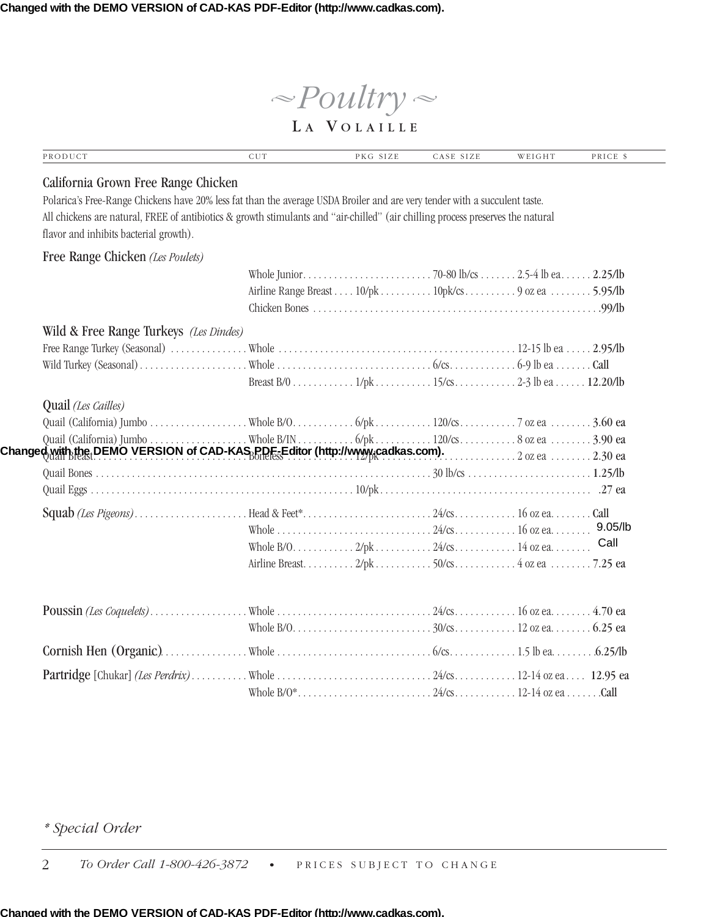# ~Poultry~

## La Volaille

| PRODUCT | CUT | PKG SIZE | CASE SIZE | WEIGHT | PRICE $ |
|---|---|---|---|---|---|

### California Grown Free Range Chicken

Polarica's Free-Range Chickens have 20% less fat than the average USDA Broiler and are very tender with a succulent taste. All chickens are natural, FREE of antibiotics & growth stimulants and "air-chilled" (air chilling process preserves the natural flavor and inhibits bacterial growth).

| PRODUCT | CUT | PKG SIZE | CASE SIZE | WEIGHT | PRICE $ |
|---|---|---|---|---|---|
| **Free Range Chicken** *(Les Poulets)* | | | | | |
| | Whole Junior | | 70-80 lb/cs | 2.5-4 lb ea | 2.25/lb |
| | Airline Range Breast | 10/pk | 10pk/cs | 9 oz ea | 5.95/lb |
| | Chicken Bones | | | | .99/lb |
| **Wild & Free Range Turkeys** *(Les Dindes)* | | | | | |
| Free Range Turkey (Seasonal) | Whole | | | 12-15 lb ea | 2.95/lb |
| Wild Turkey (Seasonal) | Whole | | 6/cs | 6-9 lb ea | Call |
| | Breast B/0 | 1/pk | 15/cs | 2-3 lb ea | 12.20/lb |
| **Quail** *(Les Cailles)* | | | | | |
| Quail (California) Jumbo | Whole B/O | 6/pk | 120/cs | 7 oz ea | 3.60 ea |
| Quail (California) Jumbo | Whole B/IN | 6/pk | 120/cs | 8 oz ea | 3.90 ea |
| Quail Breast | Boneless | 12/pk | | 2 oz ea | 2.30 ea |
| Quail Bones | | | 30 lb/cs | | 1.25/lb |
| Quail Eggs | | 10/pk | | | .27 ea |
| **Squab** *(Les Pigeons)* | Head & Feet* | | 24/cs | 16 oz ea. | Call |
| | Whole | | 24/cs | 16 oz ea. | 9.05/lb |
| | Whole B/O | 2/pk | 24/cs | 14 oz ea. | Call |
| | Airline Breast | 2/pk | 50/cs | 4 oz ea | 7.25 ea |
| **Poussin** *(Les Coquelets)* | Whole | | 24/cs | 16 oz ea. | 4.70 ea |
| | Whole B/O | | 30/cs | 12 oz ea. | 6.25 ea |
| **Cornish Hen (Organic)** | Whole | | 6/cs | 1.5 lb ea. | 6.25/lb |
| **Partridge** [Chukar] *(Les Perdrix)* | Whole | | 24/cs | 12-14 oz ea | 12.95 ea |
| | Whole B/O* | | 24/cs | 12-14 oz ea | Call |

*\* Special Order*

*To Order Call 1-800-426-3872* • PRICES SUBJECT TO CHANGE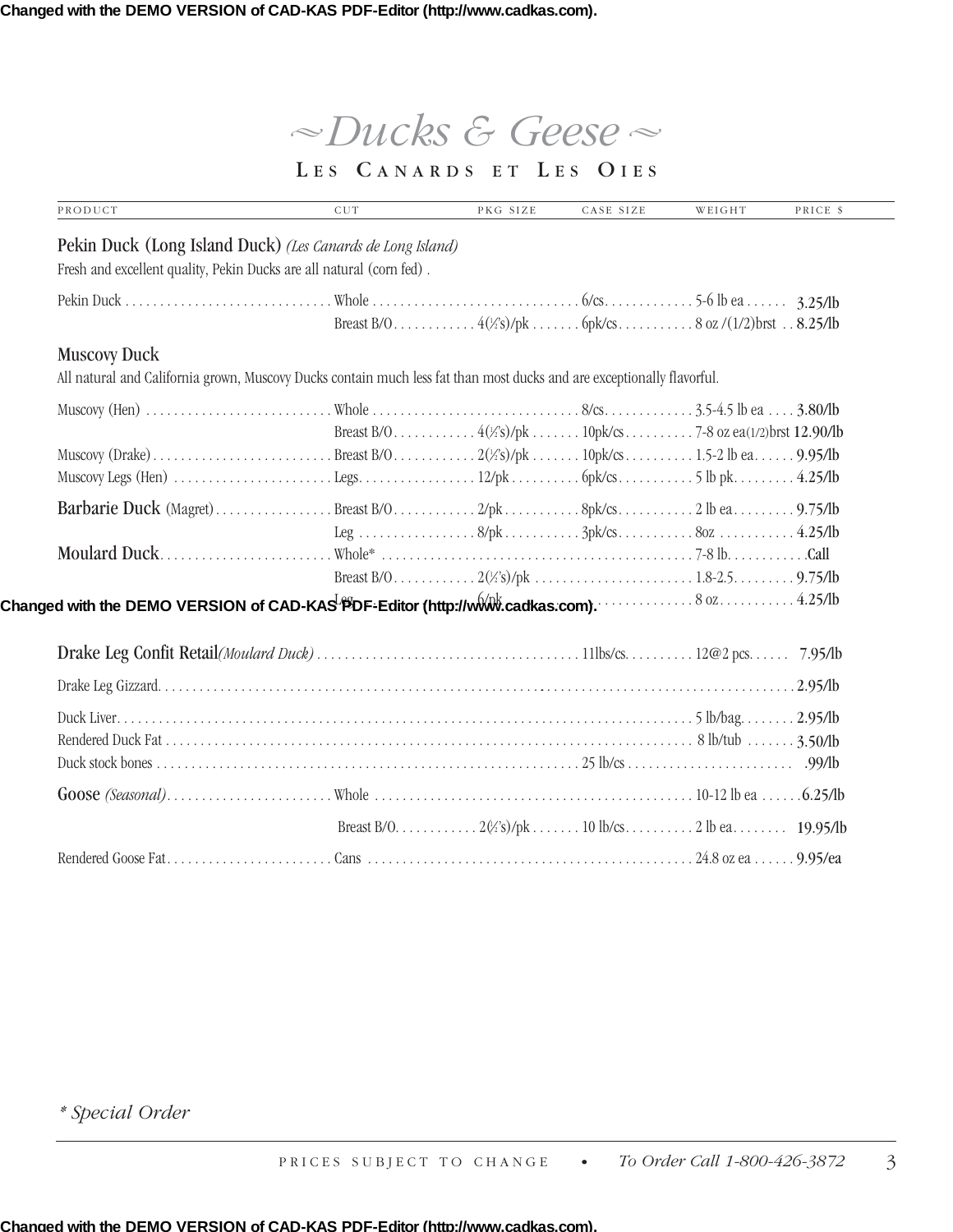# ~Ducks & Geese~

## Les Canards et Les Oies

| PRODUCT | CUT | PKG SIZE | CASE SIZE | WEIGHT | PRICE $ |
|---|---|---|---|---|---|
| **Pekin Duck (Long Island Duck)** *(Les Canards de Long Island)* | | | | | |
| Fresh and excellent quality, Pekin Ducks are all natural (corn fed) . | | | | | |
| Pekin Duck | Whole | | 6/cs | 5-6 lb ea | 3.25/lb |
| | Breast B/O | 4(½'s)/pk | 6pk/cs | 8 oz /(1/2)brst | 8.25/lb |
| **Muscovy Duck** | | | | | |
| All natural and California grown, Muscovy Ducks contain much less fat than most ducks and are exceptionally flavorful. | | | | | |
| Muscovy (Hen) | Whole | | 8/cs | 3.5-4.5 lb ea | 3.80/lb |
| | Breast B/O | 4(½'s)/pk | 10pk/cs | 7-8 oz ea(1/2)brst | 12.90/lb |
| Muscovy (Drake) | Breast B/O | 2(½'s)/pk | 10pk/cs | 1.5-2 lb ea | 9.95/lb |
| Muscovy Legs (Hen) | Legs | 12/pk | 6pk/cs | 5 lb pk | 4.25/lb |
| **Barbarie Duck** (Magret) | Breast B/O | 2/pk | 8pk/cs | 2 lb ea | 9.75/lb |
| | Leg | 8/pk | 3pk/cs | 8oz | 4.25/lb |
| **Moulard Duck** | Whole* | | | 7-8 lb. | Call |
| | Breast B/O | 2(½'s)/pk | | 1.8-2.5 | 9.75/lb |
| | Leg | 6/pk | | 8 oz | 4.25/lb |
| **Drake Leg Confit Retail** *(Moulard Duck)* | | | 11lbs/cs | 12@2 pcs. | 7.95/lb |
| Drake Leg Gizzard | | | | | 2.95/lb |
| Duck Liver | | | | 5 lb/bag | 2.95/lb |
| Rendered Duck Fat | | | | 8 lb/tub | 3.50/lb |
| Duck stock bones | | | 25 lb/cs | | .99/lb |
| **Goose** *(Seasonal)* | Whole | | | 10-12 lb ea | 6.25/lb |
| | Breast B/O | 2(½'s)/pk | 10 lb/cs | 2 lb ea | 19.95/lb |
| Rendered Goose Fat | Cans | | | 24.8 oz ea | 9.95/ea |

*\* Special Order*

PRICES SUBJECT TO CHANGE • *To Order Call 1-800-426-3872*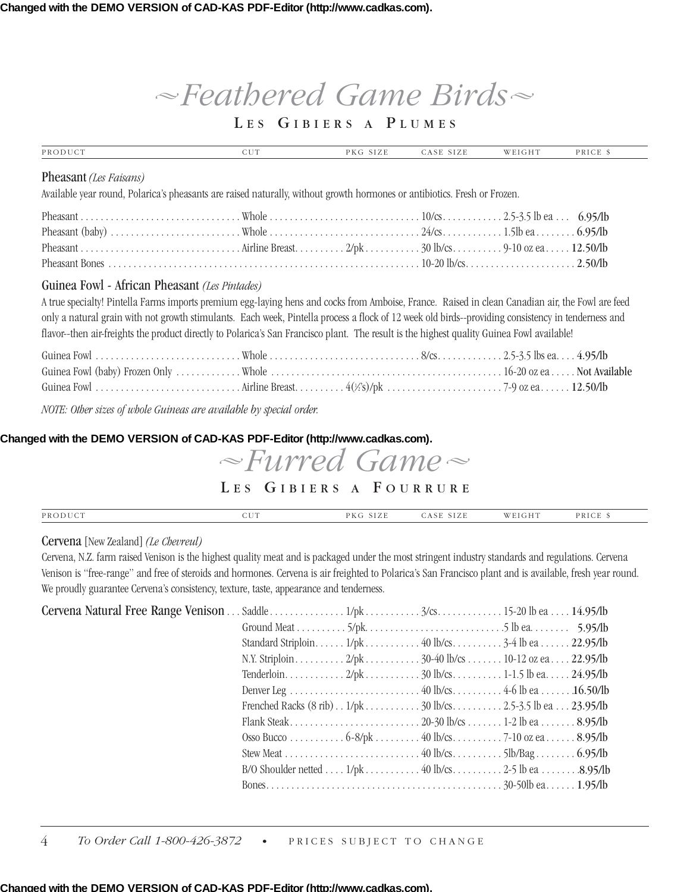# ~Feathered Game Birds~

## Les Gibiers a Plumes

| PRODUCT | CUT | PKG SIZE | CASE SIZE | WEIGHT | PRICE $ |
|---|---|---|---|---|---|

### Pheasant *(Les Faisans)*

Available year round, Polarica's pheasants are raised naturally, without growth hormones or antibiotics. Fresh or Frozen.

| PRODUCT | CUT | PKG SIZE | CASE SIZE | WEIGHT | PRICE $ |
|---|---|---|---|---|---|
| Pheasant | Whole | | 10/cs | 2.5-3.5 lb ea | 6.95/lb |
| Pheasant (baby) | Whole | | 24/cs | 1.5lb ea | 6.95/lb |
| Pheasant | Airline Breast | 2/pk | 30 lb/cs | 9-10 oz ea | 12.50/lb |
| Pheasant Bones | | | 10-20 lb/cs | | 2.50/lb |

### Guinea Fowl - African Pheasant *(Les Pintades)*

A true specialty! Pintella Farms imports premium egg-laying hens and cocks from Amboise, France. Raised in clean Canadian air, the Fowl are feed only a natural grain with not growth stimulants. Each week, Pintella process a flock of 12 week old birds--providing consistency in tenderness and flavor--then air-freights the product directly to Polarica's San Francisco plant. The result is the highest quality Guinea Fowl available!

| PRODUCT | CUT | PKG SIZE | CASE SIZE | WEIGHT | PRICE $ |
|---|---|---|---|---|---|
| Guinea Fowl | Whole | | 8/cs | 2.5-3.5 lbs ea. | 4.95/lb |
| Guinea Fowl (baby) Frozen Only | Whole | | | 16-20 oz ea | Not Available |
| Guinea Fowl | Airline Breast | 4(½'s)/pk | | 7-9 oz ea | 12.50/lb |

*NOTE: Other sizes of whole Guineas are available by special order.*

# ~Furred Game~

## Les Gibiers a Fourrure

### Cervena [New Zealand] *(Le Chevreul)*

Cervena, N.Z. farm raised Venison is the highest quality meat and is packaged under the most stringent industry standards and regulations. Cervena Venison is "free-range" and free of steroids and hormones. Cervena is air freighted to Polarica's San Francisco plant and is available, fresh year round. We proudly guarantee Cervena's consistency, texture, taste, appearance and tenderness.

| PRODUCT | CUT | PKG SIZE | CASE SIZE | WEIGHT | PRICE $ |
|---|---|---|---|---|---|
| Cervena Natural Free Range Venison | Saddle | 1/pk | 3/cs | 15-20 lb ea | 14.95/lb |
| | Ground Meat | 5/pk | | 5 lb ea. | 5.95/lb |
| | Standard Striploin | 1/pk | 40 lb/cs | 3-4 lb ea | 22.95/lb |
| | N.Y. Striploin | 2/pk | 30-40 lb/cs | 10-12 oz ea | 22.95/lb |
| | Tenderloin | 2/pk | 30 lb/cs | 1-1.5 lb ea. | 24.95/lb |
| | Denver Leg | | 40 lb/cs | 4-6 lb ea | 16.50/lb |
| | Frenched Racks (8 rib) | 1/pk | 30 lb/cs | 2.5-3.5 lb ea | 23.95/lb |
| | Flank Steak | | 20-30 lb/cs | 1-2 lb ea | 8.95/lb |
| | Osso Bucco | 6-8/pk | 40 lb/cs | 7-10 oz ea | 8.95/lb |
| | Stew Meat | | 40 lb/cs | 5lb/Bag | 6.95/lb |
| | B/O Shoulder netted | 1/pk | 40 lb/cs | 2-5 lb ea | 8.95/lb |
| | Bones | | | 30-50lb ea | 1.95/lb |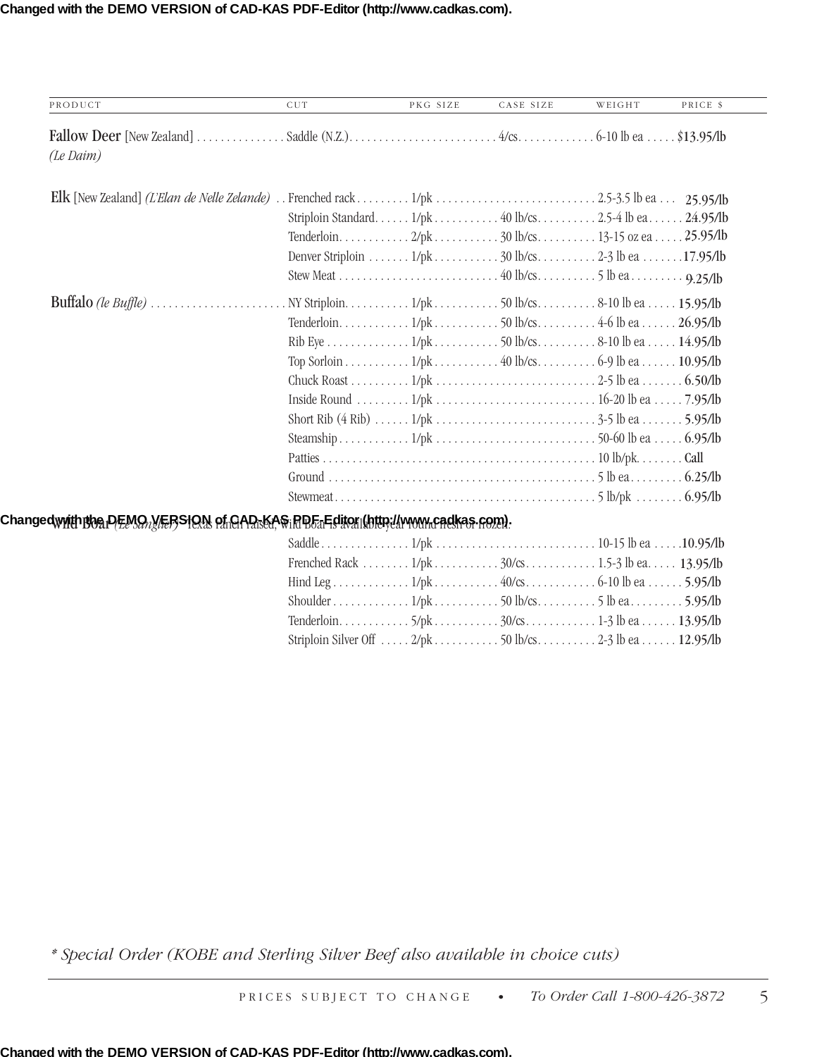| PRODUCT | CUT | PKG SIZE | CASE SIZE | WEIGHT | PRICE $ |
|---|---|---|---|---|---|
| **Fallow Deer** [New Zealand] *(Le Daim)* | Saddle (N.Z.) | | 4/cs | 6-10 lb ea | $13.95/lb |
| **Elk** [New Zealand] *(L'Elan de Nelle Zelande)* | Frenched rack | 1/pk | | 2.5-3.5 lb ea | 25.95/lb |
| | Striploin Standard | 1/pk | 40 lb/cs | 2.5-4 lb ea | 24.95/lb |
| | Tenderloin | 2/pk | 30 lb/cs | 13-15 oz ea | 25.95/lb |
| | Denver Striploin | 1/pk | 30 lb/cs | 2-3 lb ea | 17.95/lb |
| | Stew Meat | | 40 lb/cs | 5 lb ea | 9.25/lb |
| **Buffalo** *(le Buffle)* | NY Striploin | 1/pk | 50 lb/cs | 8-10 lb ea | 15.95/lb |
| | Tenderloin | 1/pk | 50 lb/cs | 4-6 lb ea | 26.95/lb |
| | Rib Eye | 1/pk | 50 lb/cs | 8-10 lb ea | 14.95/lb |
| | Top Sorloin | 1/pk | 40 lb/cs | 6-9 lb ea | 10.95/lb |
| | Chuck Roast | 1/pk | | 2-5 lb ea | 6.50/lb |
| | Inside Round | 1/pk | | 16-20 lb ea | 7.95/lb |
| | Short Rib (4 Rib) | 1/pk | | 3-5 lb ea | 5.95/lb |
| | Steamship | 1/pk | | 50-60 lb ea | 6.95/lb |
| | Patties | | | 10 lb/pk | Call |
| | Ground | | | 5 lb ea | 6.25/lb |
| | Stewmeat | | | 5 lb/pk | 6.95/lb |
| **Wild Boar** *(Le Sanglier)* Texas ranch raised, Wild Boar is available year round fresh or frozen. | | | | | |
| | Saddle | 1/pk | | 10-15 lb ea | 10.95/lb |
| | Frenched Rack | 1/pk | 30/cs | 1.5-3 lb ea | 13.95/lb |
| | Hind Leg | 1/pk | 40/cs | 6-10 lb ea | 5.95/lb |
| | Shoulder | 1/pk | 50 lb/cs | 5 lb ea | 5.95/lb |
| | Tenderloin | 5/pk | 30/cs | 1-3 lb ea | 13.95/lb |
| | Striploin Silver Off | 2/pk | 50 lb/cs | 2-3 lb ea | 12.95/lb |

*\* Special Order (KOBE and Sterling Silver Beef also available in choice cuts)*

PRICES SUBJECT TO CHANGE • *To Order Call 1-800-426-3872*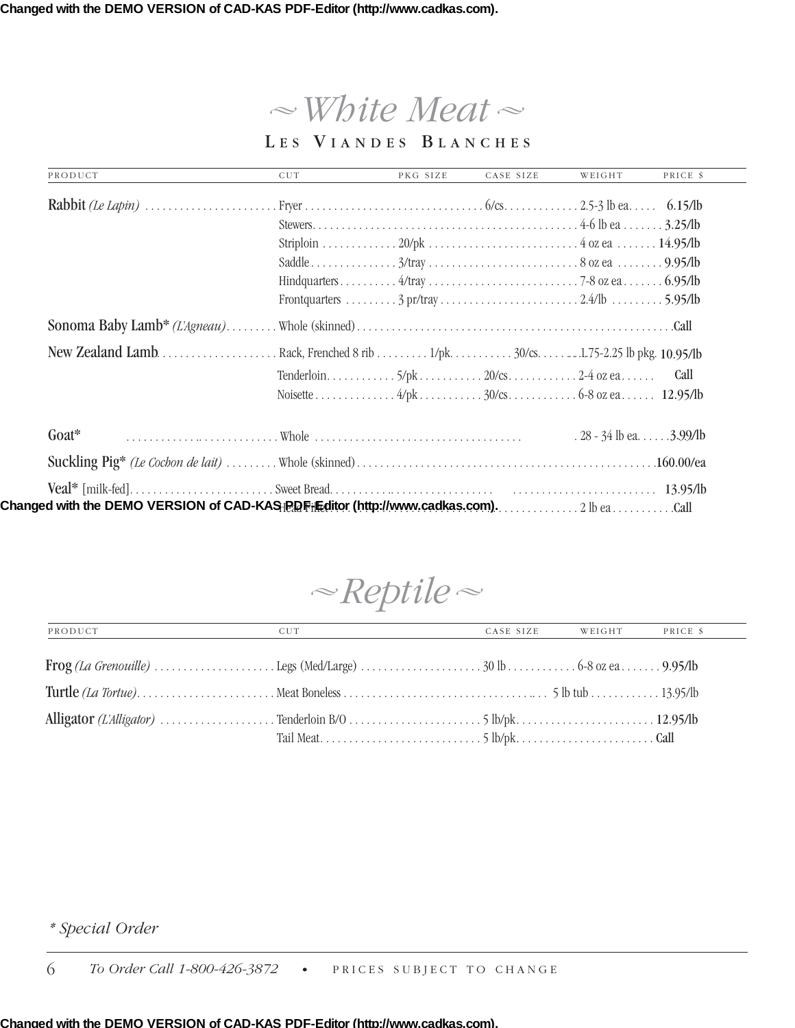Changed with the DEMO VERSION of CAD-KAS PDF-Editor (http://www.cadkas.com).

# ~ White Meat ~

## Les Viandes Blanches

| PRODUCT | CUT | PKG SIZE | CASE SIZE | WEIGHT | PRICE $ |
|---|---|---|---|---|---|
| **Rabbit** *(Le Lapin)* | Fryer | | 6/cs | 2.5-3 lb ea | 6.15/lb |
| | Stewers | | | 4-6 lb ea | 3.25/lb |
| | Striploin | 20/pk | | 4 oz ea | 14.95/lb |
| | Saddle | 3/tray | | 8 oz ea | 9.95/lb |
| | Hindquarters | 4/tray | | 7-8 oz ea | 6.95/lb |
| | Frontquarters | 3 pr/tray | | 2.4/lb | 5.95/lb |
| **Sonoma Baby Lamb*** *(L'Agneau)* | Whole (skinned) | | | | Call |
| **New Zealand Lamb** | Rack, Frenched 8 rib | 1/pk | 30/cs | 1.75-2.25 lb pkg. | 10.95/lb |
| | Tenderloin | 5/pk | 20/cs | 2-4 oz ea | Call |
| | Noisette | 4/pk | 30/cs | 6-8 oz ea | 12.95/lb |
| **Goat*** | Whole | | | 28 - 34 lb ea | 3.99/lb |
| **Suckling Pig*** *(Le Cochon de lait)* | Whole (skinned) | | | | 160.00/ea |
| **Veal*** [milk-fed] | Sweet Bread | | | | 13.95/lb |
| | Head Fillet | | | 2 lb ea | Call |

Changed with the DEMO VERSION of CAD-KAS PDF-Editor (http://www.cadkas.com).

# ~ Reptile ~

| PRODUCT | CUT | CASE SIZE | WEIGHT | PRICE $ |
|---|---|---|---|---|
| **Frog** *(La Grenouille)* | Legs (Med/Large) | 30 lb | 6-8 oz ea | 9.95/lb |
| **Turtle** *(La Tortue)* | Meat Boneless | | 5 lb tub | 13.95/lb |
| **Alligator** *(L'Alligator)* | Tenderloin B/O | 5 lb/pk | | 12.95/lb |
| | Tail Meat | 5 lb/pk | | Call |

*\* Special Order*

*To Order Call 1-800-426-3872* • PRICES SUBJECT TO CHANGE

Changed with the DEMO VERSION of CAD-KAS PDF-Editor (http://www.cadkas.com).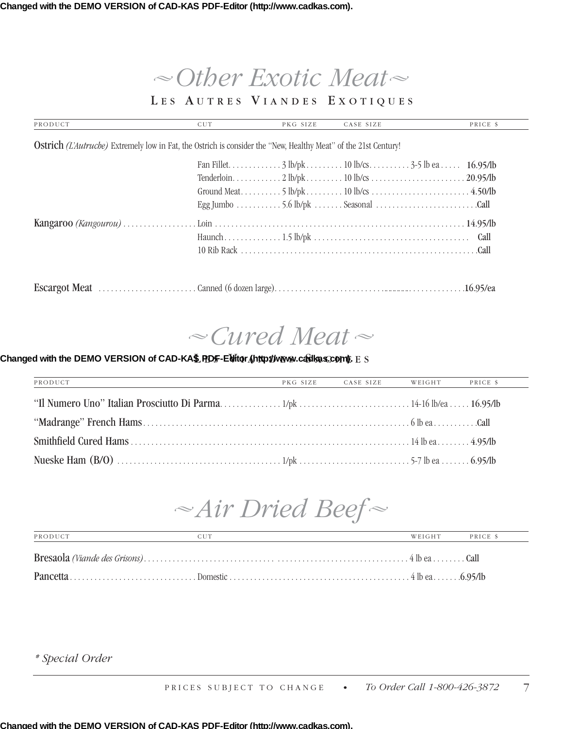# ~Other Exotic Meat~

## Les Autres Viandes Exotiques

| PRODUCT | CUT | PKG SIZE | CASE SIZE | | PRICE $ |
|---|---|---|---|---|---|
| **Ostrich** *(L'Autruche)* Extremely low in Fat, the Ostrich is consider the "New, Healthy Meat" of the 21st Century! | | | | | |
| | Fan Fillet | 3 lb/pk | 10 lb/cs | 3-5 lb ea | 16.95/lb |
| | Tenderloin | 2 lb/pk | 10 lb/cs | | 20.95/lb |
| | Ground Meat | 5 lb/pk | 10 lb/cs | | 4.50/lb |
| | Egg Jumbo | 5.6 lb/pk | Seasonal | | Call |
| **Kangaroo** *(Kangourou)* | Loin | | | | 14.95/lb |
| | Haunch | 1.5 lb/pk | | | Call |
| | 10 Rib Rack | | | | Call |
| **Escargot Meat** | Canned (6 dozen large) | | | | 16.95/ea |

# ~Cured Meat~

## Les Viandes Salées

| PRODUCT | PKG SIZE | CASE SIZE | WEIGHT | PRICE $ |
|---|---|---|---|---|
| **"Il Numero Uno" Italian Prosciutto Di Parma** | 1/pk | | 14-16 lb/ea | 16.95/lb |
| **"Madrange" French Hams** | | | 6 lb ea | Call |
| **Smithfield Cured Hams** | | | 14 lb ea | 4.95/lb |
| **Nueske Ham (B/O)** | 1/pk | | 5-7 lb ea | 6.95/lb |

# ~Air Dried Beef~

| PRODUCT | CUT | WEIGHT | PRICE $ |
|---|---|---|---|
| **Bresaola** *(Viande des Grisons)* | | 4 lb ea | Call |
| **Pancetta** | Domestic | 4 lb ea | 6.95/lb |

*\* Special Order*

PRICES SUBJECT TO CHANGE • *To Order Call 1-800-426-3872*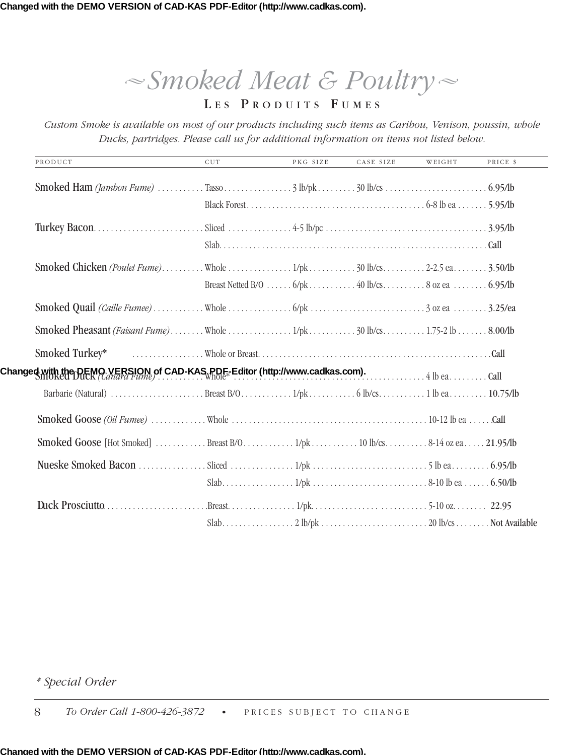# ~Smoked Meat & Poultry~

## Les Produits Fumes

*Custom Smoke is available on most of our products including such items as Caribou, Venison, poussin, whole Ducks, partridges. Please call us for additional information on items not listed below.*

| PRODUCT | CUT | PKG SIZE | CASE SIZE | WEIGHT | PRICE $ |
|---|---|---|---|---|---|
| Smoked Ham *(Jambon Fume)* | Tasso | 3 lb/pk | 30 lb/cs | | 6.95/lb |
| | Black Forest | | | 6-8 lb ea | 5.95/lb |
| Turkey Bacon | Sliced | 4-5 lb/pc | | | 3.95/lb |
| | Slab | | | | Call |
| Smoked Chicken *(Poulet Fume)* | Whole | 1/pk | 30 lb/cs | 2-2.5 ea | 3.50/lb |
| | Breast Netted B/O | 6/pk | 40 lb/cs | 8 oz ea | 6.95/lb |
| Smoked Quail *(Caille Fumee)* | Whole | 6/pk | | 3 oz ea | 3.25/ea |
| Smoked Pheasant *(Faisant Fume)* | Whole | 1/pk | 30 lb/cs | 1.75-2 lb | 8.00/lb |
| Smoked Turkey* | Whole or Breast | | | | Call |
| Smoked Duck *(Canard Fume)* | Whole* | | | 4 lb ea | Call |
| Barbarie (Natural) | Breast B/O | 1/pk | 6 lb/cs | 1 lb ea | 10.75/lb |
| Smoked Goose *(Oil Fumee)* | Whole | | | 10-12 lb ea | Call |
| Smoked Goose [Hot Smoked] | Breast B/O | 1/pk | 10 lb/cs | 8-14 oz ea | 21.95/lb |
| Nueske Smoked Bacon | Sliced | 1/pk | | 5 lb ea | 6.95/lb |
| | Slab | 1/pk | | 8-10 lb ea | 6.50/lb |
| Duck Prosciutto | Breast | 1/pk | | 5-10 oz. | 22.95 |
| | Slab | 2 lb/pk | | 20 lb/cs | Not Available |

*\* Special Order*

To Order Call 1-800-426-3872 • PRICES SUBJECT TO CHANGE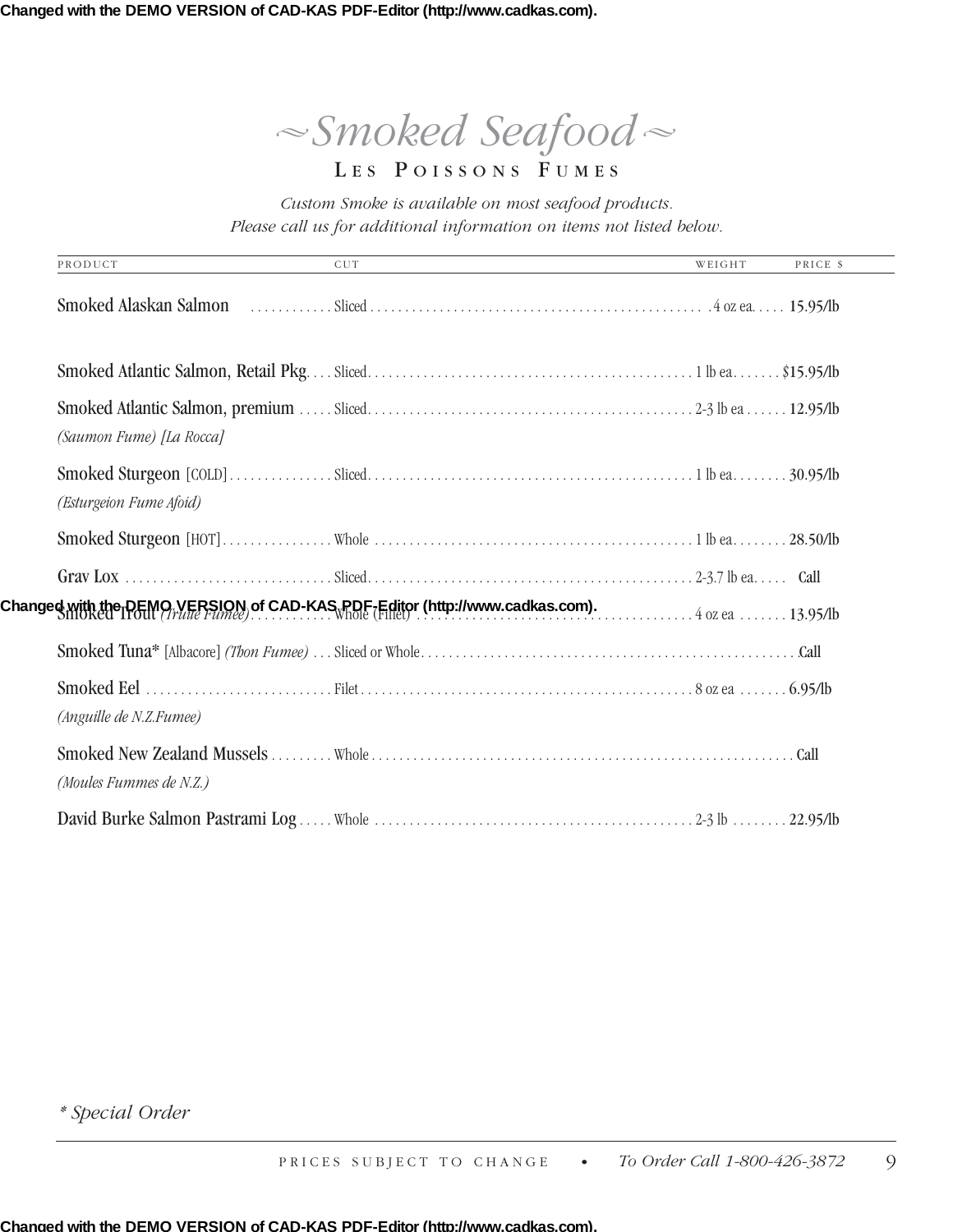# ~Smoked Seafood~

## Les Poissons Fumes

*Custom Smoke is available on most seafood products.*
*Please call us for additional information on items not listed below.*

| PRODUCT | CUT | WEIGHT | PRICE $ |
|---|---|---|---|
| Smoked Alaskan Salmon | Sliced | 4 oz ea. | 15.95/lb |
| Smoked Atlantic Salmon, Retail Pkg | Sliced | 1 lb ea | $15.95/lb |
| Smoked Atlantic Salmon, premium *(Saumon Fume) [La Rocca]* | Sliced | 2-3 lb ea | 12.95/lb |
| Smoked Sturgeon [COLD] *(Esturgeion Fume Afoid)* | Sliced | 1 lb ea | 30.95/lb |
| Smoked Sturgeon [HOT] | Whole | 1 lb ea | 28.50/lb |
| Grav Lox | Sliced | 2-3.7 lb ea | Call |
| Smoked Trout *(Truite Fumee)* | Whole (Fillet) | 4 oz ea | 13.95/lb |
| Smoked Tuna* [Albacore] *(Thon Fumee)* | Sliced or Whole | | Call |
| Smoked Eel *(Anguille de N.Z.Fumee)* | Filet | 8 oz ea | 6.95/lb |
| Smoked New Zealand Mussels *(Moules Fummes de N.Z.)* | Whole | | Call |
| David Burke Salmon Pastrami Log | Whole | 2-3 lb | 22.95/lb |

*\* Special Order*

PRICES SUBJECT TO CHANGE • *To Order Call 1-800-426-3872*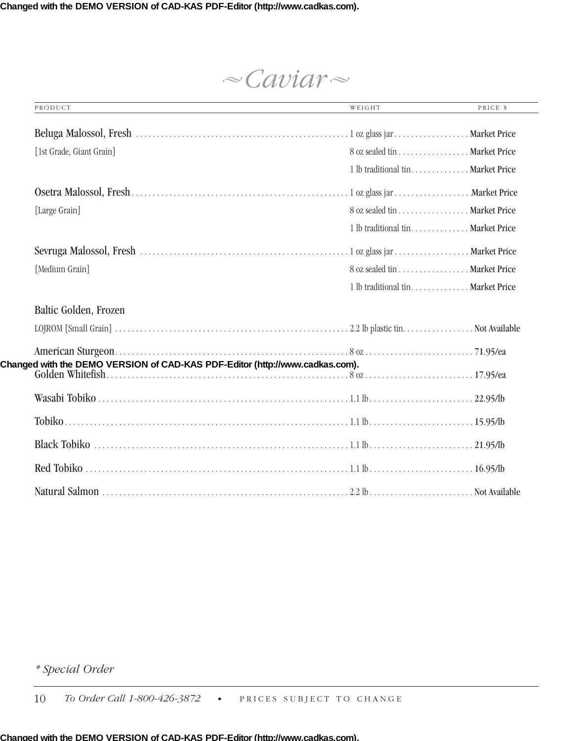# Caviar

| PRODUCT | WEIGHT | PRICE $ |
|---|---|---|
| Beluga Malossol, Fresh | 1 oz glass jar | Market Price |
| [1st Grade, Giant Grain] | 8 oz sealed tin | Market Price |
| | 1 lb traditional tin | Market Price |
| Osetra Malossol, Fresh | 1 oz glass jar | Market Price |
| [Large Grain] | 8 oz sealed tin | Market Price |
| | 1 lb traditional tin | Market Price |
| Sevruga Malossol, Fresh | 1 oz glass jar | Market Price |
| [Medium Grain] | 8 oz sealed tin | Market Price |
| | 1 lb traditional tin | Market Price |
| Baltic Golden, Frozen | | |
| LOJROM [Small Grain] | 2.2 lb plastic tin | Not Available |
| American Sturgeon | 8 oz | 71.95/ea |
| Golden Whitefish | 8 oz | 17.95/ea |
| Wasabi Tobiko | 1.1 lb | 22.95/lb |
| Tobiko | 1.1 lb | 15.95/lb |
| Black Tobiko | 1.1 lb | 21.95/lb |
| Red Tobiko | 1.1 lb | 16.95/lb |
| Natural Salmon | 2.2 lb | Not Available |

*\* Special Order*

*To Order Call 1-800-426-3872* • PRICES SUBJECT TO CHANGE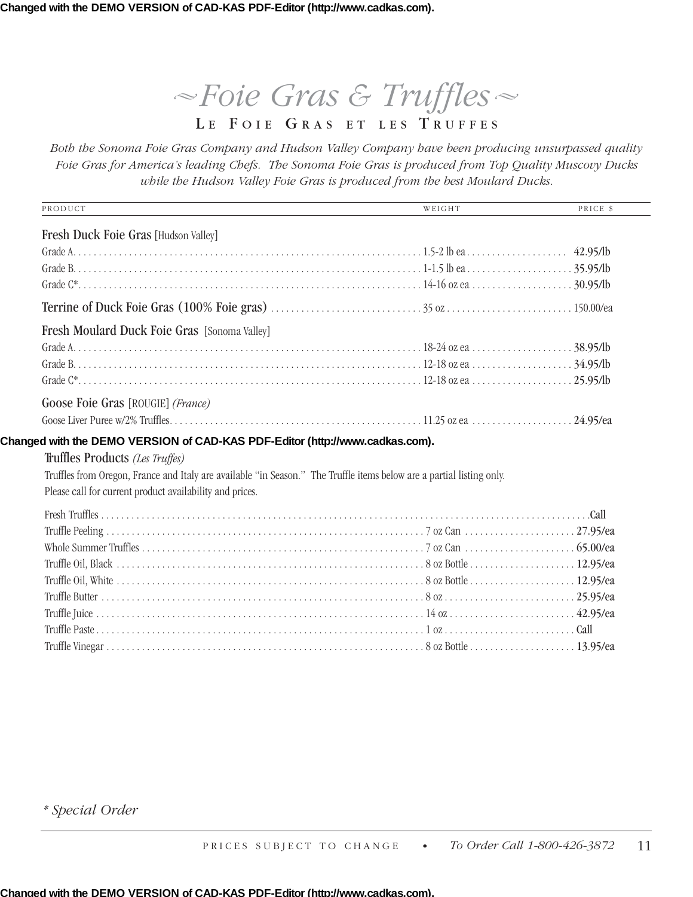# ~Foie Gras & Truffles~

## Le Foie Gras et les Truffes

*Both the Sonoma Foie Gras Company and Hudson Valley Company have been producing unsurpassed quality Foie Gras for America's leading Chefs. The Sonoma Foie Gras is produced from Top Quality Muscovy Ducks while the Hudson Valley Foie Gras is produced from the best Moulard Ducks.*

| PRODUCT | WEIGHT | PRICE $ |
|---|---|---|
| **Fresh Duck Foie Gras** [Hudson Valley] | | |
| Grade A | 1.5-2 lb ea | 42.95/lb |
| Grade B | 1-1.5 lb ea | 35.95/lb |
| Grade C* | 14-16 oz ea | 30.95/lb |
| **Terrine of Duck Foie Gras (100% Foie gras)** | 35 oz | 150.00/ea |
| **Fresh Moulard Duck Foie Gras** [Sonoma Valley] | | |
| Grade A | 18-24 oz ea | 38.95/lb |
| Grade B | 12-18 oz ea | 34.95/lb |
| Grade C* | 12-18 oz ea | 25.95/lb |
| **Goose Foie Gras** [ROUGIE] *(France)* | | |
| Goose Liver Puree w/2% Truffles | 11.25 oz ea | 24.95/ea |

### Truffles Products *(Les Truffes)*

Truffles from Oregon, France and Italy are available "in Season." The Truffle items below are a partial listing only.
Please call for current product availability and prices.

| PRODUCT | WEIGHT | PRICE $ |
|---|---|---|
| Fresh Truffles | | Call |
| Truffle Peeling | 7 oz Can | 27.95/ea |
| Whole Summer Truffles | 7 oz Can | 65.00/ea |
| Truffle Oil, Black | 8 oz Bottle | 12.95/ea |
| Truffle Oil, White | 8 oz Bottle | 12.95/ea |
| Truffle Butter | 8 oz | 25.95/ea |
| Truffle Juice | 14 oz | 42.95/ea |
| Truffle Paste | 1 oz | Call |
| Truffle Vinegar | 8 oz Bottle | 13.95/ea |

*\* Special Order*

PRICES SUBJECT TO CHANGE • *To Order Call 1-800-426-3872*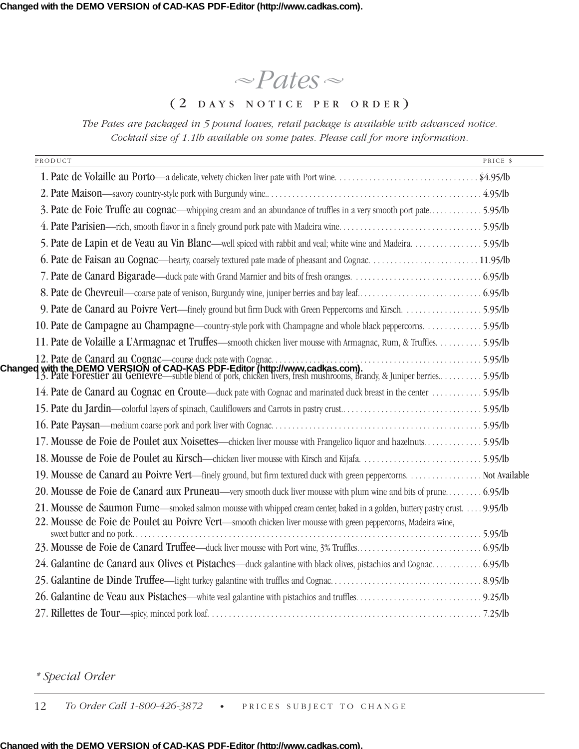# ~Pates~

## (2 DAYS NOTICE PER ORDER)

*The Pates are packaged in 5 pound loaves, retail package is available with advanced notice. Cocktail size of 1.1lb available on some pates. Please call for more information.*

| PRODUCT | PRICE $ |
|---|---|
| 1. Pate de Volaille au Porto—a delicate, velvety chicken liver pate with Port wine. | $4.95/lb |
| 2. Pate Maison—savory country-style pork with Burgundy wine.. | 4.95/lb |
| 3. Pate de Foie Truffe au cognac—whipping cream and an abundance of truffles in a very smooth port pate. | 5.95/lb |
| 4. Pate Parisien—rich, smooth flavor in a finely ground pork pate with Madeira wine. | 5.95/lb |
| 5. Pate de Lapin et de Veau au Vin Blanc—well spiced with rabbit and veal; white wine and Madeira. | 5.95/lb |
| 6. Pate de Faisan au Cognac—hearty, coarsely textured pate made of pheasant and Cognac. | 11.95/lb |
| 7. Pate de Canard Bigarade—duck pate with Grand Marnier and bits of fresh oranges. | 6.95/lb |
| 8. Pate de Chevreuil—coarse pate of venison, Burgundy wine, juniper berries and bay leaf.. | 6.95/lb |
| 9. Pate de Canard au Poivre Vert—finely ground but firm Duck with Green Peppercorns and Kirsch. | 5.95/lb |
| 10. Pate de Campagne au Champagne—country-style pork with Champagne and whole black peppercorns. | 5.95/lb |
| 11. Pate de Volaille a L'Armagnac et Truffes—smooth chicken liver mousse with Armagnac, Rum, & Truffles. | 5.95/lb |
| 12. Pate de Canard au Cognac—course duck pate with Cognac. | 5.95/lb |
| 13. Pate Forestier au Genievre—subtle blend of pork, chicken livers, fresh mushrooms, Brandy, & Juniper berries.. | 5.95/lb |
| 14. Pate de Canard au Cognac en Croute—duck pate with Cognac and marinated duck breast in the center | 5.95/lb |
| 15. Pate du Jardin—colorful layers of spinach, Cauliflowers and Carrots in pastry crust.. | 5.95/lb |
| 16. Pate Paysan—medium coarse pork and pork liver with Cognac. | 5.95/lb |
| 17. Mousse de Foie de Poulet aux Noisettes—chicken liver mousse with Frangelico liquor and hazelnuts. | 5.95/lb |
| 18. Mousse de Foie de Poulet au Kirsch—chicken liver mousse with Kirsch and Kijafa. | 5.95/lb |
| 19. Mousse de Canard au Poivre Vert—finely ground, but firm textured duck with green peppercorns. | Not Available |
| 20. Mousse de Foie de Canard aux Pruneau—very smooth duck liver mousse with plum wine and bits of prune. | 6.95/lb |
| 21. Mousse de Saumon Fume—smoked salmon mousse with whipped cream center, baked in a golden, buttery pastry crust. | 9.95/lb |
| 22. Mousse de Foie de Poulet au Poivre Vert—smooth chicken liver mousse with green peppercorns, Madeira wine, sweet butter and no pork. | 5.95/lb |
| 23. Mousse de Foie de Canard Truffee—duck liver mousse with Port wine, 3% Truffles. | 6.95/lb |
| 24. Galantine de Canard aux Olives et Pistaches—duck galantine with black olives, pistachios and Cognac. | 6.95/lb |
| 25. Galantine de Dinde Truffee—light turkey galantine with truffles and Cognac. | 8.95/lb |
| 26. Galantine de Veau aux Pistaches—white veal galantine with pistachios and truffles. | 9.25/lb |
| 27. Rillettes de Tour—spicy, minced pork loaf. | 7.25/lb |

*\* Special Order*

*To Order Call 1-800-426-3872* • PRICES SUBJECT TO CHANGE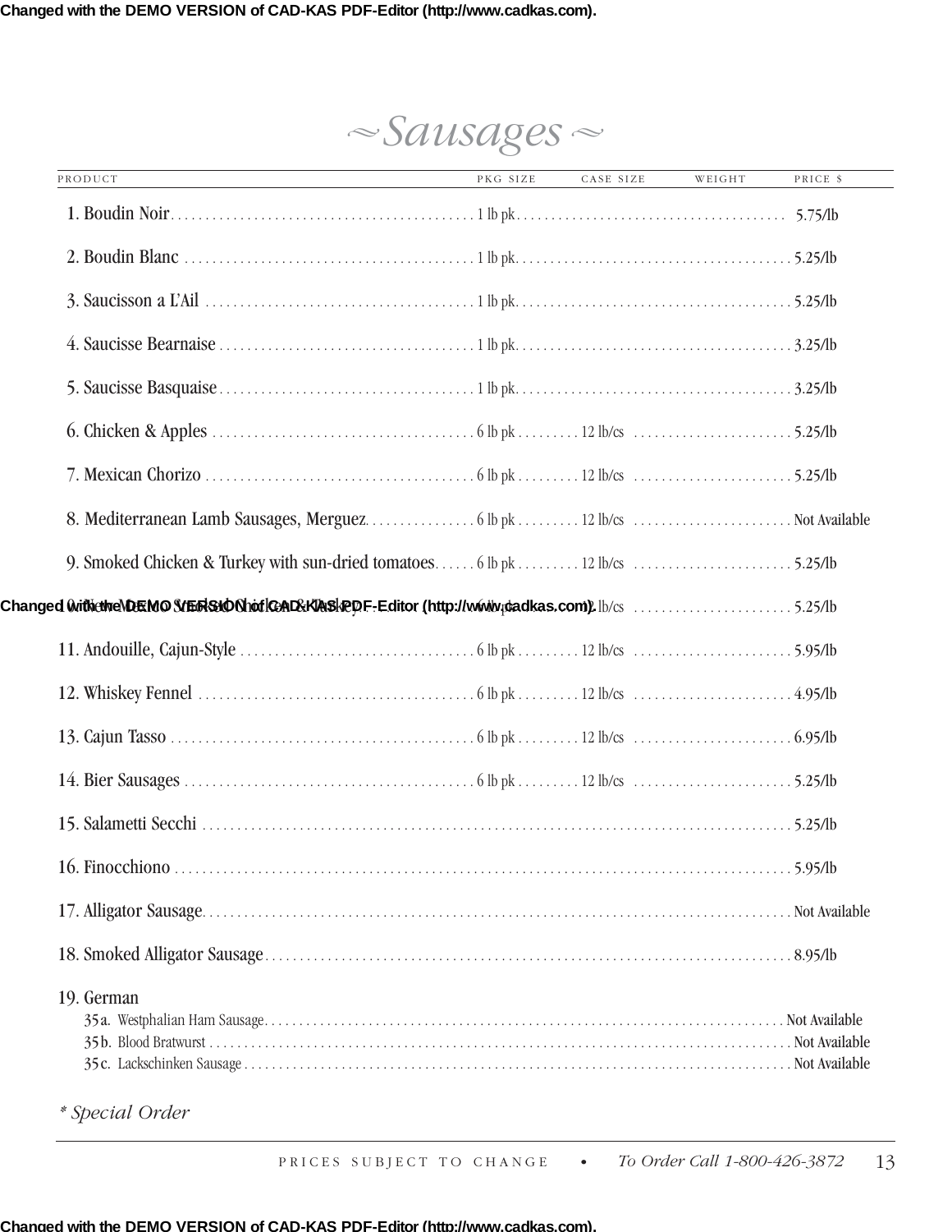# ~Sausages~

| PRODUCT | PKG SIZE | CASE SIZE | WEIGHT | PRICE $ |
|---|---|---|---|---|
| 1. Boudin Noir | 1 lb pk | | | 5.75/lb |
| 2. Boudin Blanc | 1 lb pk | | | 5.25/lb |
| 3. Saucisson a L'Ail | 1 lb pk | | | 5.25/lb |
| 4. Saucisse Bearnaise | 1 lb pk | | | 3.25/lb |
| 5. Saucisse Basquaise | 1 lb pk | | | 3.25/lb |
| 6. Chicken & Apples | 6 lb pk | 12 lb/cs | | 5.25/lb |
| 7. Mexican Chorizo | 6 lb pk | 12 lb/cs | | 5.25/lb |
| 8. Mediterranean Lamb Sausages, Merguez | 6 lb pk | 12 lb/cs | | Not Available |
| 9. Smoked Chicken & Turkey with sun-dried tomatoes | 6 lb pk | 12 lb/cs | | 5.25/lb |
| 10. Smoked Chicken & Turkey | 6 lb pk | 12 lb/cs | | 5.25/lb |
| 11. Andouille, Cajun-Style | 6 lb pk | 12 lb/cs | | 5.95/lb |
| 12. Whiskey Fennel | 6 lb pk | 12 lb/cs | | 4.95/lb |
| 13. Cajun Tasso | 6 lb pk | 12 lb/cs | | 6.95/lb |
| 14. Bier Sausages | 6 lb pk | 12 lb/cs | | 5.25/lb |
| 15. Salametti Secchi | | | | 5.25/lb |
| 16. Finocchiono | | | | 5.95/lb |
| 17. Alligator Sausage | | | | Not Available |
| 18. Smoked Alligator Sausage | | | | 8.95/lb |
| 19. German | | | | |
| 35a. Westphalian Ham Sausage | | | | Not Available |
| 35b. Blood Bratwurst | | | | Not Available |
| 35c. Lackschinken Sausage | | | | Not Available |

*\* Special Order*

PRICES SUBJECT TO CHANGE • *To Order Call 1-800-426-3872*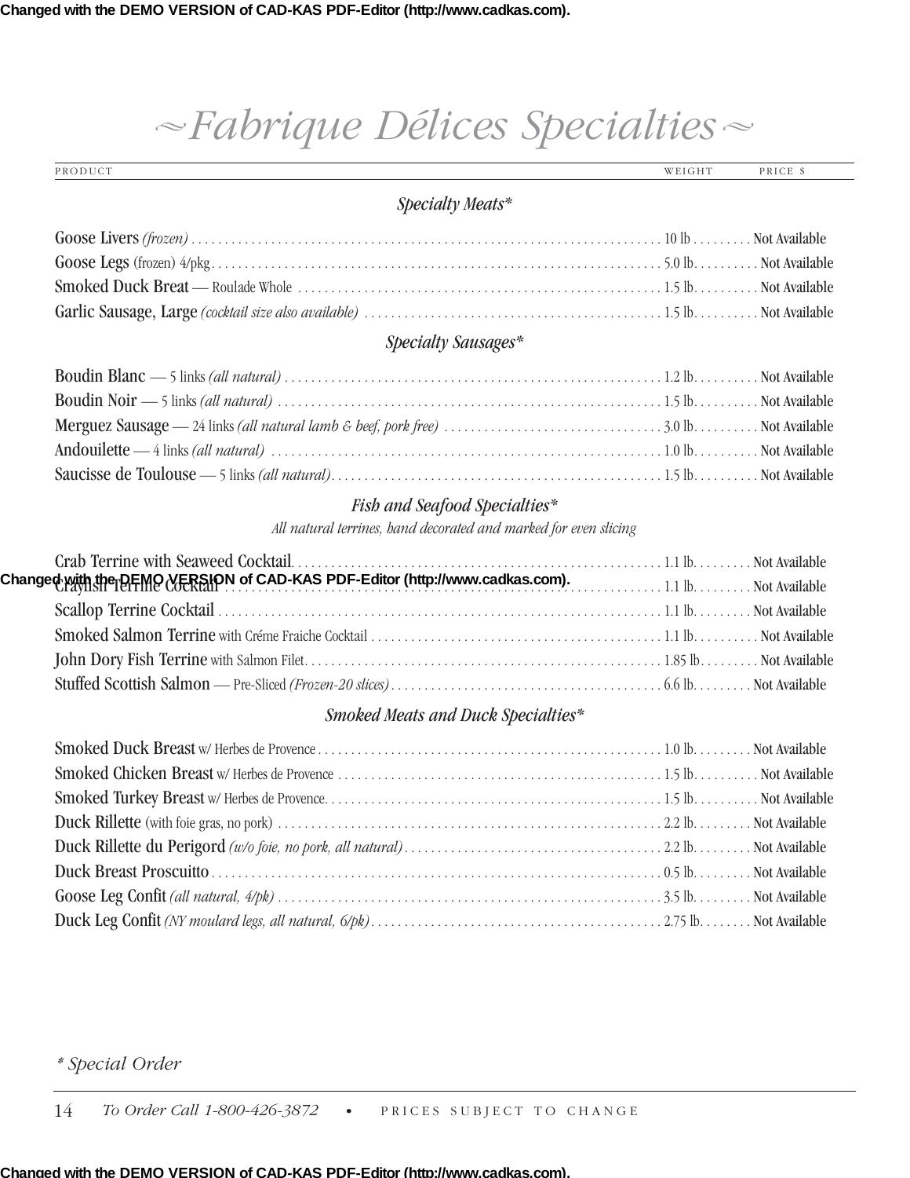# ~Fabrique Délices Specialties~

| PRODUCT | WEIGHT | PRICE $ |
|---|---|---|
| ***Specialty Meats**** | | |
| **Goose Livers** *(frozen)* | 10 lb | Not Available |
| **Goose Legs** (frozen) 4/pkg | 5.0 lb. | Not Available |
| **Smoked Duck Breat** — Roulade Whole | 1.5 lb. | Not Available |
| **Garlic Sausage, Large** *(cocktail size also available)* | 1.5 lb. | Not Available |
| ***Specialty Sausages**** | | |
| **Boudin Blanc** — 5 links *(all natural)* | 1.2 lb. | Not Available |
| **Boudin Noir** — 5 links *(all natural)* | 1.5 lb. | Not Available |
| **Merguez Sausage** — 24 links *(all natural lamb & beef, pork free)* | 3.0 lb. | Not Available |
| **Andouilette** — 4 links *(all natural)* | 1.0 lb. | Not Available |
| **Saucisse de Toulouse** — 5 links *(all natural)* | 1.5 lb. | Not Available |
| ***Fish and Seafood Specialties**** *All natural terrines, hand decorated and marked for even slicing* | | |
| **Crab Terrine with Seaweed Cocktail** | 1.1 lb. | Not Available |
| **Crayfish Terrine Cocktail** | 1.1 lb. | Not Available |
| **Scallop Terrine Cocktail** | 1.1 lb. | Not Available |
| **Smoked Salmon Terrine** with Créme Fraiche Cocktail | 1.1 lb. | Not Available |
| **John Dory Fish Terrine** with Salmon Filet | 1.85 lb | Not Available |
| **Stuffed Scottish Salmon** — Pre-Sliced *(Frozen-20 slices)* | 6.6 lb. | Not Available |
| ***Smoked Meats and Duck Specialties**** | | |
| **Smoked Duck Breast** w/ Herbes de Provence | 1.0 lb. | Not Available |
| **Smoked Chicken Breast** w/ Herbes de Provence | 1.5 lb. | Not Available |
| **Smoked Turkey Breast** w/ Herbes de Provence | 1.5 lb. | Not Available |
| **Duck Rillette** (with foie gras, no pork) | 2.2 lb. | Not Available |
| **Duck Rillette du Perigord** *(w/o foie, no pork, all natural)* | 2.2 lb. | Not Available |
| **Duck Breast Proscuitto** | 0.5 lb. | Not Available |
| **Goose Leg Confit** *(all natural, 4/pk)* | 3.5 lb. | Not Available |
| **Duck Leg Confit** *(NY moulard legs, all natural, 6/pk)* | 2.75 lb. | Not Available |

*\* Special Order*

*To Order Call 1-800-426-3872* • PRICES SUBJECT TO CHANGE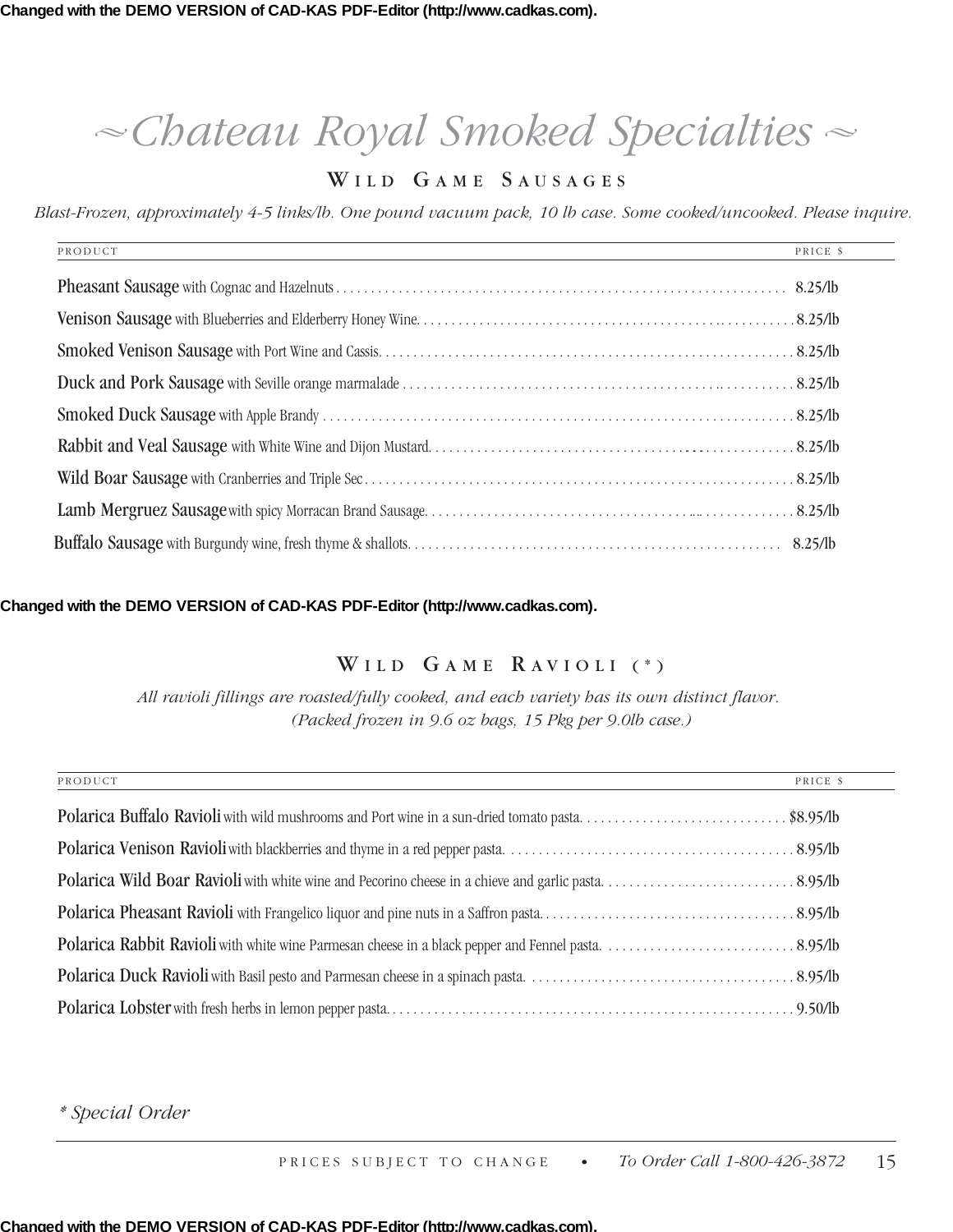# ~Chateau Royal Smoked Specialties~

## Wild Game Sausages

*Blast-Frozen, approximately 4-5 links/lb. One pound vacuum pack, 10 lb case. Some cooked/uncooked. Please inquire.*

| PRODUCT | PRICE $ |
|---|---|
| **Pheasant Sausage** with Cognac and Hazelnuts | 8.25/lb |
| **Venison Sausage** with Blueberries and Elderberry Honey Wine. | 8.25/lb |
| **Smoked Venison Sausage** with Port Wine and Cassis. | 8.25/lb |
| **Duck and Pork Sausage** with Seville orange marmalade | 8.25/lb |
| **Smoked Duck Sausage** with Apple Brandy | 8.25/lb |
| **Rabbit and Veal Sausage** with White Wine and Dijon Mustard. | 8.25/lb |
| **Wild Boar Sausage** with Cranberries and Triple Sec | 8.25/lb |
| **Lamb Mergruez Sausage** with spicy Morracan Brand Sausage. | 8.25/lb |
| **Buffalo Sausage** with Burgundy wine, fresh thyme & shallots. | 8.25/lb |

## Wild Game Ravioli (*)

*All ravioli fillings are roasted/fully cooked, and each variety has its own distinct flavor. (Packed frozen in 9.6 oz bags, 15 Pkg per 9.0lb case.)*

| PRODUCT | PRICE $ |
|---|---|
| **Polarica Buffalo Ravioli** with wild mushrooms and Port wine in a sun-dried tomato pasta. | $8.95/lb |
| **Polarica Venison Ravioli** with blackberries and thyme in a red pepper pasta. | 8.95/lb |
| **Polarica Wild Boar Ravioli** with white wine and Pecorino cheese in a chieve and garlic pasta. | 8.95/lb |
| **Polarica Pheasant Ravioli** with Frangelico liquor and pine nuts in a Saffron pasta. | 8.95/lb |
| **Polarica Rabbit Ravioli** with white wine Parmesan cheese in a black pepper and Fennel pasta. | 8.95/lb |
| **Polarica Duck Ravioli** with Basil pesto and Parmesan cheese in a spinach pasta. | 8.95/lb |
| **Polarica Lobster** with fresh herbs in lemon pepper pasta. | 9.50/lb |

*\* Special Order*

PRICES SUBJECT TO CHANGE • *To Order Call 1-800-426-3872*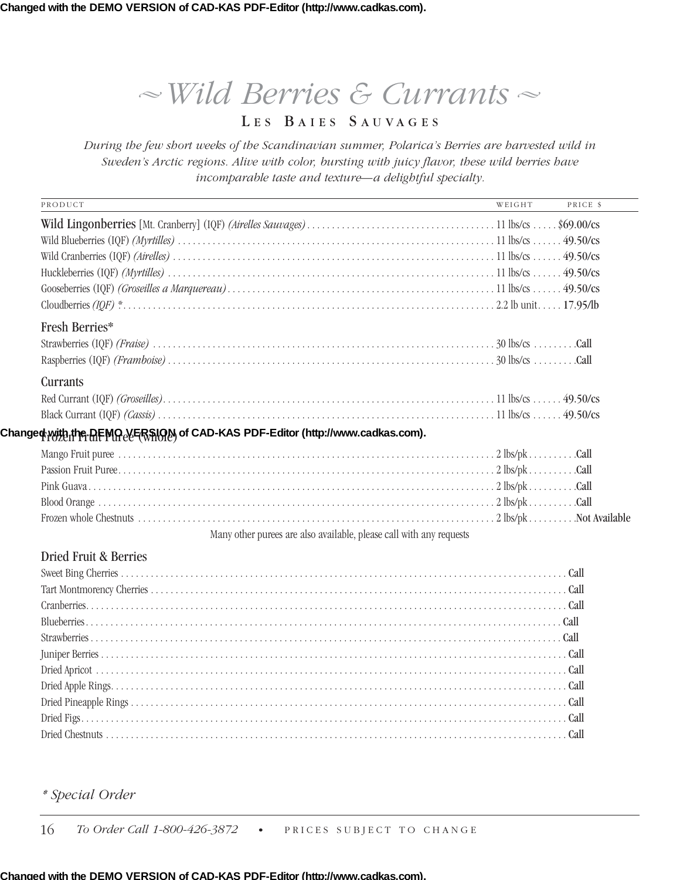# ~Wild Berries & Currants~

## Les Baies Sauvages

*During the few short weeks of the Scandinavian summer, Polarica's Berries are harvested wild in Sweden's Arctic regions. Alive with color, bursting with juicy flavor, these wild berries have incomparable taste and texture—a delightful specialty.*

| PRODUCT | WEIGHT | PRICE $ |
|---|---|---|
| **Wild Lingonberries** [Mt. Cranberry] (IQF) *(Airelles Sauvages)* | 11 lbs/cs | $69.00/cs |
| Wild Blueberries (IQF) *(Myrtilles)* | 11 lbs/cs | 49.50/cs |
| Wild Cranberries (IQF) *(Airelles)* | 11 lbs/cs | 49.50/cs |
| Huckleberries (IQF) *(Myrtilles)* | 11 lbs/cs | 49.50/cs |
| Gooseberries (IQF) *(Groseilles a Marquereau)* | 11 lbs/cs | 49.50/cs |
| Cloudberries *(IQF) ** | 2.2 lb unit | 17.95/lb |

### Fresh Berries*

| PRODUCT | WEIGHT | PRICE $ |
|---|---|---|
| Strawberries (IQF) *(Fraise)* | 30 lbs/cs | Call |
| Raspberries (IQF) *(Framboise)* | 30 lbs/cs | Call |

### Currants

| PRODUCT | WEIGHT | PRICE $ |
|---|---|---|
| Red Currant (IQF) *(Groseilles)* | 11 lbs/cs | 49.50/cs |
| Black Currant (IQF) *(Cassis)* | 11 lbs/cs | 49.50/cs |

### Frozen Fruit Puree (whole)

| PRODUCT | WEIGHT | PRICE $ |
|---|---|---|
| Mango Fruit puree | 2 lbs/pk | Call |
| Passion Fruit Puree | 2 lbs/pk | Call |
| Pink Guava | 2 lbs/pk | Call |
| Blood Orange | 2 lbs/pk | Call |
| Frozen whole Chestnuts | 2 lbs/pk | Not Available |

Many other purees are also available, please call with any requests

### Dried Fruit & Berries

| PRODUCT | PRICE $ |
|---|---|
| Sweet Bing Cherries | Call |
| Tart Montmorency Cherries | Call |
| Cranberries | Call |
| Blueberries | Call |
| Strawberries | Call |
| Juniper Berries | Call |
| Dried Apricot | Call |
| Dried Apple Rings | Call |
| Dried Pineapple Rings | Call |
| Dried Figs | Call |
| Dried Chestnuts | Call |

*\* Special Order*

*To Order Call 1-800-426-3872* • PRICES SUBJECT TO CHANGE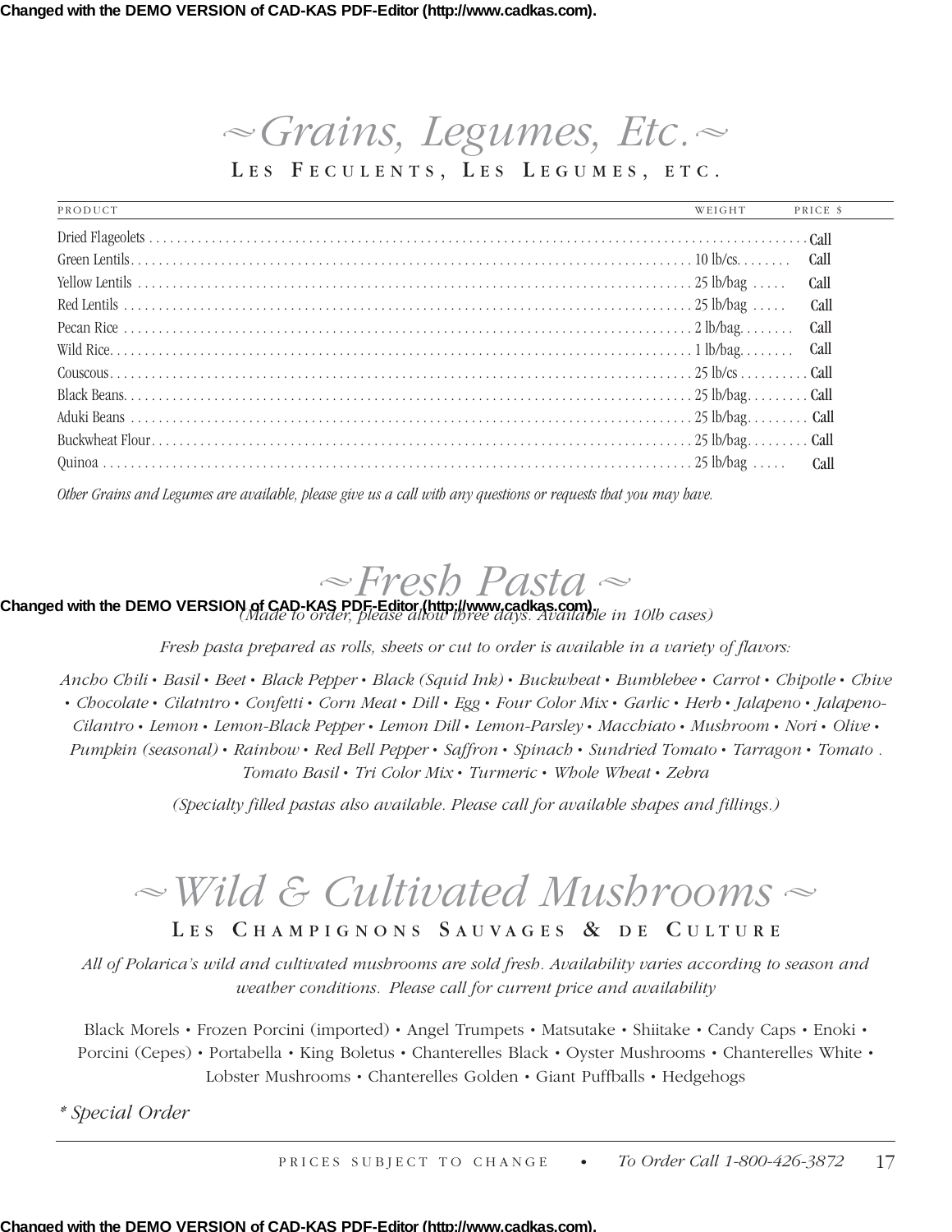# ~Grains, Legumes, Etc.~

## LES FECULENTS, LES LEGUMES, ETC.

| PRODUCT | WEIGHT | PRICE $ |
|---|---|---|
| Dried Flageolets | | Call |
| Green Lentils | 10 lb/cs. | Call |
| Yellow Lentils | 25 lb/bag | Call |
| Red Lentils | 25 lb/bag | Call |
| Pecan Rice | 2 lb/bag. | Call |
| Wild Rice | 1 lb/bag. | Call |
| Couscous | 25 lb/cs | Call |
| Black Beans | 25 lb/bag. | Call |
| Aduki Beans | 25 lb/bag. | Call |
| Buckwheat Flour | 25 lb/bag. | Call |
| Quinoa | 25 lb/bag | Call |

*Other Grains and Legumes are available, please give us a call with any questions or requests that you may have.*

# ~Fresh Pasta~

*(Made to order, please allow three days. Available in 10lb cases)*

*Fresh pasta prepared as rolls, sheets or cut to order is available in a variety of flavors:*

*Ancho Chili • Basil • Beet • Black Pepper • Black (Squid Ink) • Buckwheat • Bumblebee • Carrot • Chipotle • Chive • Chocolate • Cilatntro • Confetti • Corn Meat • Dill • Egg • Four Color Mix • Garlic • Herb • Jalapeno • Jalapeno-Cilantro • Lemon • Lemon-Black Pepper • Lemon Dill • Lemon-Parsley • Macchiato • Mushroom • Nori • Olive • Pumpkin (seasonal) • Rainbow • Red Bell Pepper • Saffron • Spinach • Sundried Tomato • Tarragon • Tomato . Tomato Basil • Tri Color Mix • Turmeric • Whole Wheat • Zebra*

*(Specialty filled pastas also available. Please call for available shapes and fillings.)*

# ~Wild & Cultivated Mushrooms~

## LES CHAMPIGNONS SAUVAGES & DE CULTURE

*All of Polarica's wild and cultivated mushrooms are sold fresh. Availability varies according to season and weather conditions. Please call for current price and availability*

Black Morels • Frozen Porcini (imported) • Angel Trumpets • Matsutake • Shiitake • Candy Caps • Enoki • Porcini (Cepes) • Portabella • King Boletus • Chanterelles Black • Oyster Mushrooms • Chanterelles White • Lobster Mushrooms • Chanterelles Golden • Giant Puffballs • Hedgehogs

*\* Special Order*

PRICES SUBJECT TO CHANGE • *To Order Call 1-800-426-3872*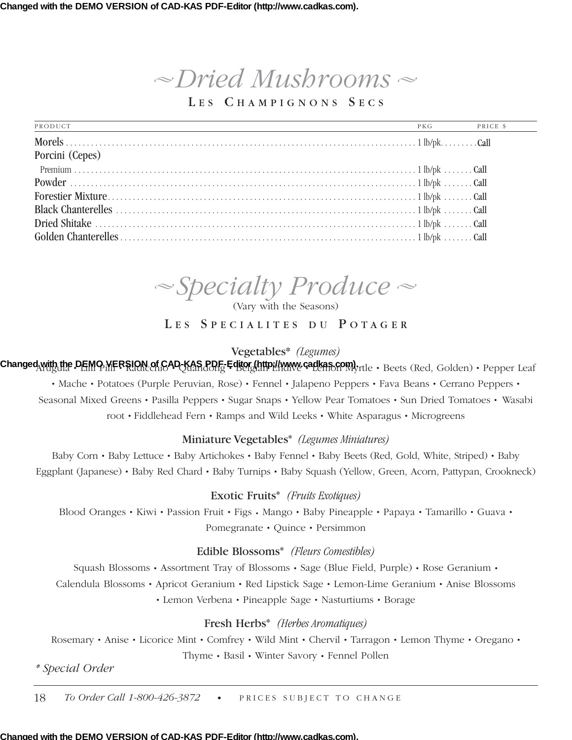## ~ Dried Mushrooms ~

### Les Champignons Secs

| PRODUCT | PKG | PRICE $ |
|---|---|---|
| Morels | 1 lb/pk. | Call |
| Porcini (Cepes) | | |
| Premium | 1 lb/pk | Call |
| Powder | 1 lb/pk | Call |
| Forestier Mixture | 1 lb/pk | Call |
| Black Chanterelles | 1 lb/pk | Call |
| Dried Shitake | 1 lb/pk | Call |
| Golden Chanterelles | 1 lb/pk | Call |

## ~ Specialty Produce ~

(Vary with the Seasons)

### Les Specialites du Potager

**Vegetables*** *(Legumes)*

Arugula • Lilli Pilli • Radicchio • Quandong • Belgian Endive • Lemon Myrtle • Beets (Red, Golden) • Pepper Leaf • Mache • Potatoes (Purple Peruvian, Rose) • Fennel • Jalapeno Peppers • Fava Beans • Cerrano Peppers • Seasonal Mixed Greens • Pasilla Peppers • Sugar Snaps • Yellow Pear Tomatoes • Sun Dried Tomatoes • Wasabi root • Fiddlehead Fern • Ramps and Wild Leeks • White Asparagus • Microgreens

**Miniature Vegetables*** *(Legumes Miniatures)*

Baby Corn • Baby Lettuce • Baby Artichokes • Baby Fennel • Baby Beets (Red, Gold, White, Striped) • Baby Eggplant (Japanese) • Baby Red Chard • Baby Turnips • Baby Squash (Yellow, Green, Acorn, Pattypan, Crookneck)

**Exotic Fruits*** *(Fruits Exotiques)*

Blood Oranges • Kiwi • Passion Fruit • Figs • Mango • Baby Pineapple • Papaya • Tamarillo • Guava • Pomegranate • Quince • Persimmon

**Edible Blossoms*** *(Fleurs Comestibles)*

Squash Blossoms • Assortment Tray of Blossoms • Sage (Blue Field, Purple) • Rose Geranium • Calendula Blossoms • Apricot Geranium • Red Lipstick Sage • Lemon-Lime Geranium • Anise Blossoms • Lemon Verbena • Pineapple Sage • Nasturtiums • Borage

**Fresh Herbs*** *(Herbes Aromatiques)*

Rosemary • Anise • Licorice Mint • Comfrey • Wild Mint • Chervil • Tarragon • Lemon Thyme • Oregano • Thyme • Basil • Winter Savory • Fennel Pollen

*\* Special Order*

*To Order Call 1-800-426-3872* • PRICES SUBJECT TO CHANGE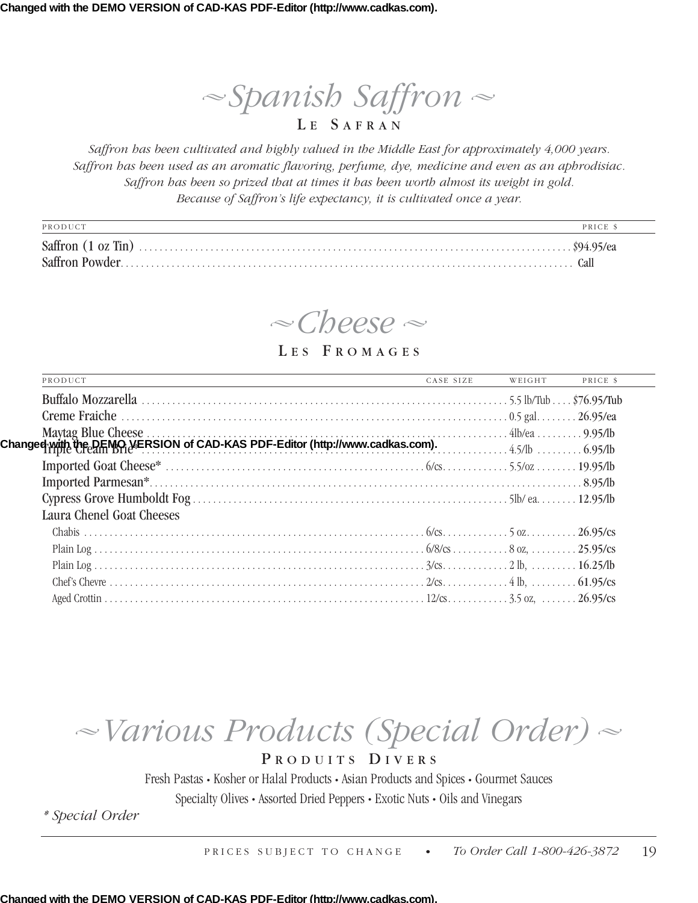# ~Spanish Saffron~

## Le Safran

*Saffron has been cultivated and highly valued in the Middle East for approximately 4,000 years.*
*Saffron has been used as an aromatic flavoring, perfume, dye, medicine and even as an aphrodisiac.*
*Saffron has been so prized that at times it has been worth almost its weight in gold.*
*Because of Saffron's life expectancy, it is cultivated once a year.*

| PRODUCT | PRICE $ |
|---|---|
| Saffron (1 oz Tin) | $94.95/ea |
| Saffron Powder | Call |

# ~Cheese~

## Les Fromages

| PRODUCT | CASE SIZE | WEIGHT | PRICE $ |
|---|---|---|---|
| Buffalo Mozzarella | | 5.5 lb/Tub | $76.95/Tub |
| Creme Fraiche | | 0.5 gal. | 26.95/ea |
| Maytag Blue Cheese | | 4lb/ea | 9.95/lb |
| Triple Cream Brie* | | 4.5/lb | 6.95/lb |
| Imported Goat Cheese* | 6/cs. | 5.5/oz | 19.95/lb |
| Imported Parmesan* | | | 8.95/lb |
| Cypress Grove Humboldt Fog | | 5lb/ ea. | 12.95/lb |
| Laura Chenel Goat Cheeses | | | |
| Chabis | 6/cs. | 5 oz. | 26.95/cs |
| Plain Log | 6/8/cs | 8 oz, | 25.95/cs |
| Plain Log | 3/cs. | 2 lb, | 16.25/lb |
| Chef's Chevre | 2/cs. | 4 lb, | 61.95/cs |
| Aged Crottin | 12/cs. | 3.5 oz, | 26.95/cs |

# ~Various Products (Special Order)~

## Produits Divers

Fresh Pastas • Kosher or Halal Products • Asian Products and Spices • Gourmet Sauces
Specialty Olives • Assorted Dried Peppers • Exotic Nuts • Oils and Vinegars

*\* Special Order*

PRICES SUBJECT TO CHANGE • *To Order Call 1-800-426-3872*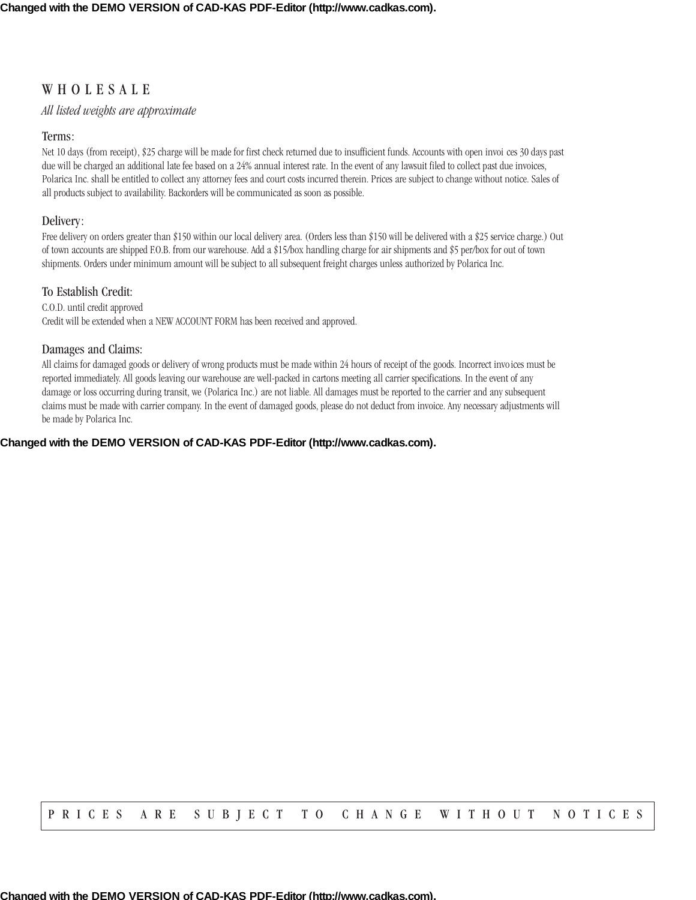# WHOLESALE

*All listed weights are approximate*

### Terms:

Net 10 days (from receipt), $25 charge will be made for first check returned due to insufficient funds. Accounts with open invoices 30 days past due will be charged an additional late fee based on a 24% annual interest rate. In the event of any lawsuit filed to collect past due invoices, Polarica Inc. shall be entitled to collect any attorney fees and court costs incurred therein. Prices are subject to change without notice. Sales of all products subject to availability. Backorders will be communicated as soon as possible.

### Delivery:

Free delivery on orders greater than $150 within our local delivery area. (Orders less than $150 will be delivered with a $25 service charge.) Out of town accounts are shipped F.O.B. from our warehouse. Add a $15/box handling charge for air shipments and $5 per/box for out of town shipments. Orders under minimum amount will be subject to all subsequent freight charges unless authorized by Polarica Inc.

### To Establish Credit:

C.O.D. until credit approved
Credit will be extended when a NEW ACCOUNT FORM has been received and approved.

### Damages and Claims:

All claims for damaged goods or delivery of wrong products must be made within 24 hours of receipt of the goods. Incorrect invoices must be reported immediately. All goods leaving our warehouse are well-packed in cartons meeting all carrier specifications. In the event of any damage or loss occurring during transit, we (Polarica Inc.) are not liable. All damages must be reported to the carrier and any subsequent claims must be made with carrier company. In the event of damaged goods, please do not deduct from invoice. Any necessary adjustments will be made by Polarica Inc.

PRICES ARE SUBJECT TO CHANGE WITHOUT NOTICES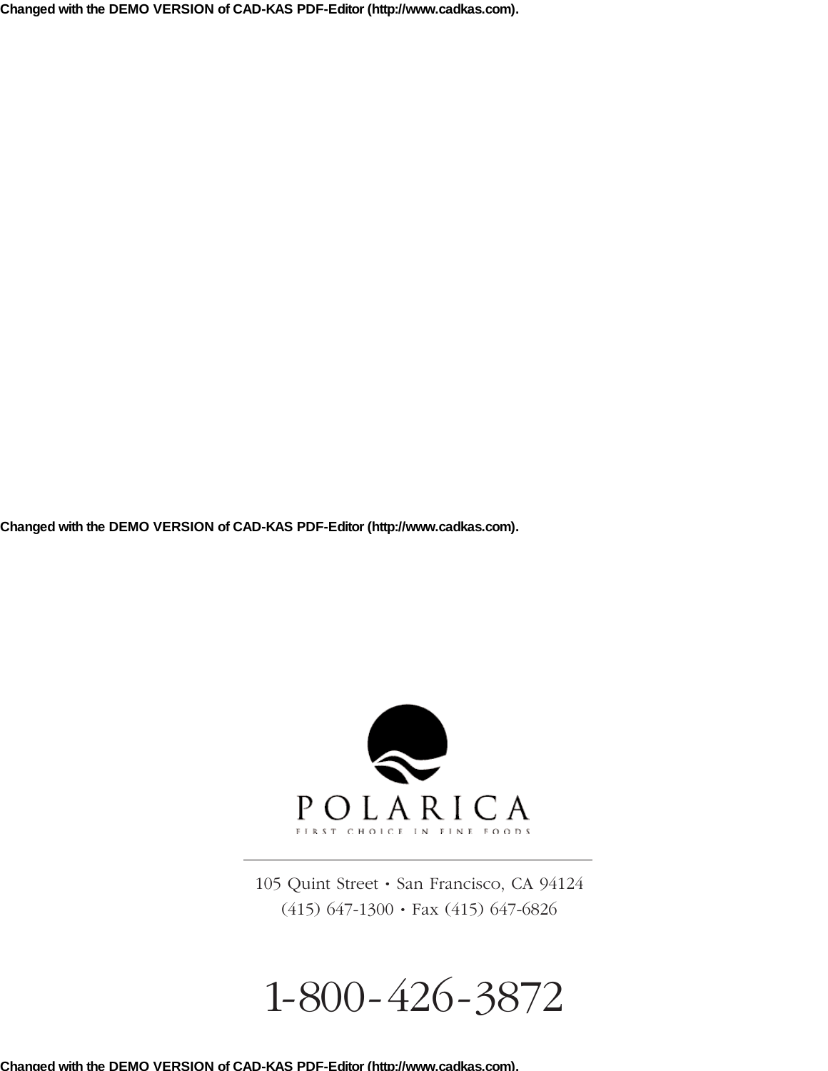POLARICA

FIRST CHOICE IN FINE FOODS

---

105 Quint Street • San Francisco, CA 94124
(415) 647-1300 • Fax (415) 647-6826

1-800-426-3872